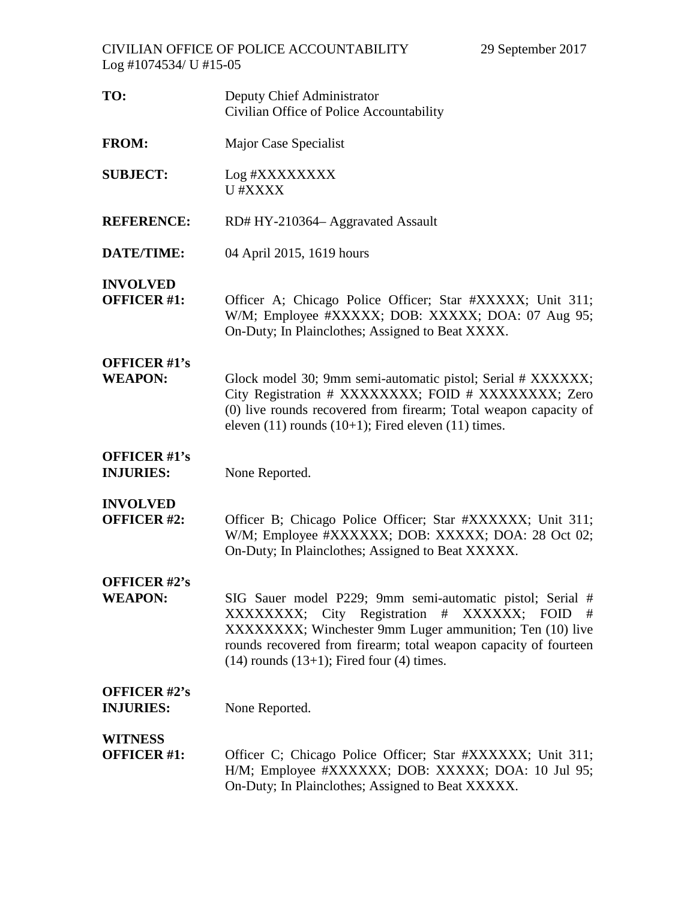CIVILIAN OFFICE OF POLICE ACCOUNTABILITY 29 September 2017
Log #1074534/ U #15-05

| | |
|---|---|
| **TO:** | Deputy Chief Administrator<br>Civilian Office of Police Accountability |
| **FROM:** | Major Case Specialist |
| **SUBJECT:** | Log #XXXXXXXX<br>U #XXXX |
| **REFERENCE:** | RD# HY-210364– Aggravated Assault |
| **DATE/TIME:** | 04 April 2015, 1619 hours |
| **INVOLVED OFFICER #1:** | Officer A; Chicago Police Officer; Star #XXXXX; Unit 311; W/M; Employee #XXXXX; DOB: XXXXX; DOA: 07 Aug 95; On-Duty; In Plainclothes; Assigned to Beat XXXX. |
| **OFFICER #1's WEAPON:** | Glock model 30; 9mm semi-automatic pistol; Serial # XXXXXX; City Registration # XXXXXXXX; FOID # XXXXXXXX; Zero (0) live rounds recovered from firearm; Total weapon capacity of eleven (11) rounds (10+1); Fired eleven (11) times. |
| **OFFICER #1's INJURIES:** | None Reported. |
| **INVOLVED OFFICER #2:** | Officer B; Chicago Police Officer; Star #XXXXXX; Unit 311; W/M; Employee #XXXXXX; DOB: XXXXX; DOA: 28 Oct 02; On-Duty; In Plainclothes; Assigned to Beat XXXXX. |
| **OFFICER #2's WEAPON:** | SIG Sauer model P229; 9mm semi-automatic pistol; Serial # XXXXXXXX; City Registration # XXXXXX; FOID # XXXXXXXX; Winchester 9mm Luger ammunition; Ten (10) live rounds recovered from firearm; total weapon capacity of fourteen (14) rounds (13+1); Fired four (4) times. |
| **OFFICER #2's INJURIES:** | None Reported. |
| **WITNESS OFFICER #1:** | Officer C; Chicago Police Officer; Star #XXXXXX; Unit 311; H/M; Employee #XXXXXX; DOB: XXXXX; DOA: 10 Jul 95; On-Duty; In Plainclothes; Assigned to Beat XXXXX. |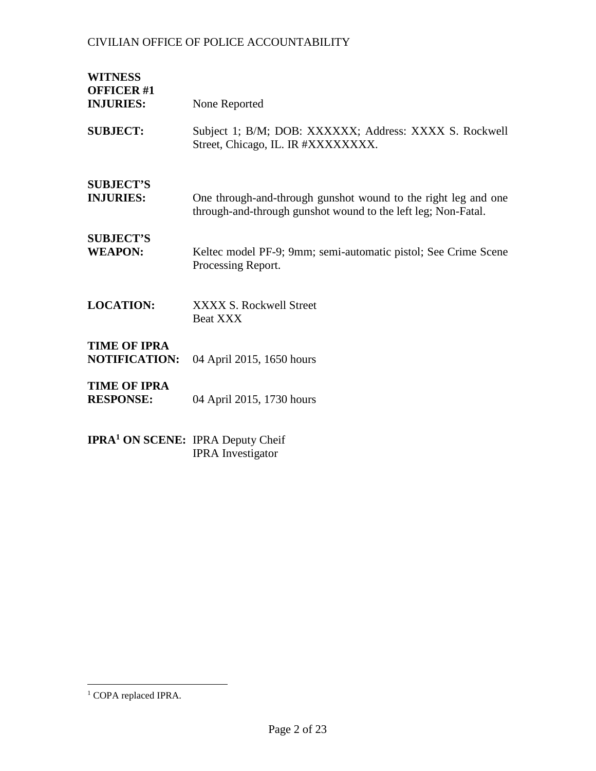**WITNESS OFFICER #1 INJURIES:** None Reported

**SUBJECT:** Subject 1; B/M; DOB: XXXXXX; Address: XXXX S. Rockwell Street, Chicago, IL. IR #XXXXXXXX.

**SUBJECT'S INJURIES:** One through-and-through gunshot wound to the right leg and one through-and-through gunshot wound to the left leg; Non-Fatal.

**SUBJECT'S WEAPON:** Keltec model PF-9; 9mm; semi-automatic pistol; See Crime Scene Processing Report.

**LOCATION:** XXXX S. Rockwell Street
Beat XXX

**TIME OF IPRA NOTIFICATION:** 04 April 2015, 1650 hours

**TIME OF IPRA RESPONSE:** 04 April 2015, 1730 hours

**IPRA[1] ON SCENE:** IPRA Deputy Cheif
IPRA Investigator

---

[1] COPA replaced IPRA.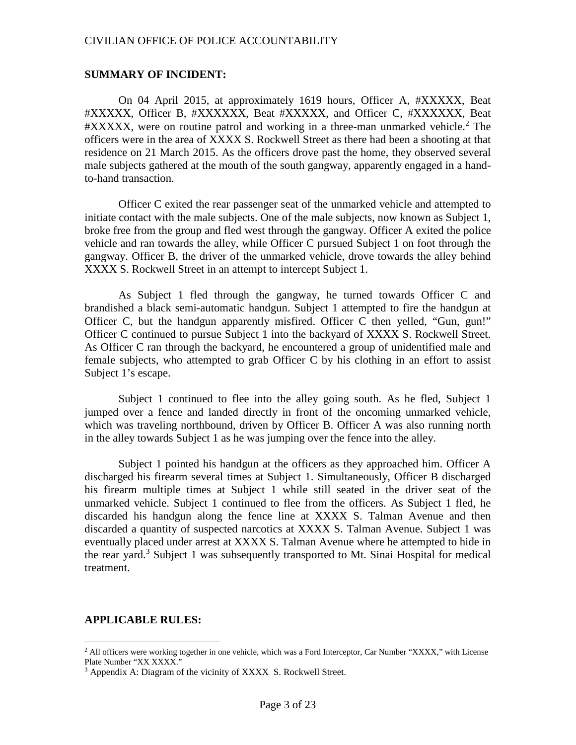## SUMMARY OF INCIDENT:

On 04 April 2015, at approximately 1619 hours, Officer A, #XXXXX, Beat #XXXXX, Officer B, #XXXXXX, Beat #XXXXX, and Officer C, #XXXXXX, Beat #XXXXX, were on routine patrol and working in a three-man unmarked vehicle.[2] The officers were in the area of XXXX S. Rockwell Street as there had been a shooting at that residence on 21 March 2015. As the officers drove past the home, they observed several male subjects gathered at the mouth of the south gangway, apparently engaged in a hand-to-hand transaction.

Officer C exited the rear passenger seat of the unmarked vehicle and attempted to initiate contact with the male subjects. One of the male subjects, now known as Subject 1, broke free from the group and fled west through the gangway. Officer A exited the police vehicle and ran towards the alley, while Officer C pursued Subject 1 on foot through the gangway. Officer B, the driver of the unmarked vehicle, drove towards the alley behind XXXX S. Rockwell Street in an attempt to intercept Subject 1.

As Subject 1 fled through the gangway, he turned towards Officer C and brandished a black semi-automatic handgun. Subject 1 attempted to fire the handgun at Officer C, but the handgun apparently misfired. Officer C then yelled, "Gun, gun!" Officer C continued to pursue Subject 1 into the backyard of XXXX S. Rockwell Street. As Officer C ran through the backyard, he encountered a group of unidentified male and female subjects, who attempted to grab Officer C by his clothing in an effort to assist Subject 1's escape.

Subject 1 continued to flee into the alley going south. As he fled, Subject 1 jumped over a fence and landed directly in front of the oncoming unmarked vehicle, which was traveling northbound, driven by Officer B. Officer A was also running north in the alley towards Subject 1 as he was jumping over the fence into the alley.

Subject 1 pointed his handgun at the officers as they approached him. Officer A discharged his firearm several times at Subject 1. Simultaneously, Officer B discharged his firearm multiple times at Subject 1 while still seated in the driver seat of the unmarked vehicle. Subject 1 continued to flee from the officers. As Subject 1 fled, he discarded his handgun along the fence line at XXXX S. Talman Avenue and then discarded a quantity of suspected narcotics at XXXX S. Talman Avenue. Subject 1 was eventually placed under arrest at XXXX S. Talman Avenue where he attempted to hide in the rear yard.[3] Subject 1 was subsequently transported to Mt. Sinai Hospital for medical treatment.

## APPLICABLE RULES:

[2] All officers were working together in one vehicle, which was a Ford Interceptor, Car Number "XXXX," with License Plate Number "XX XXXX."

[3] Appendix A: Diagram of the vicinity of XXXX S. Rockwell Street.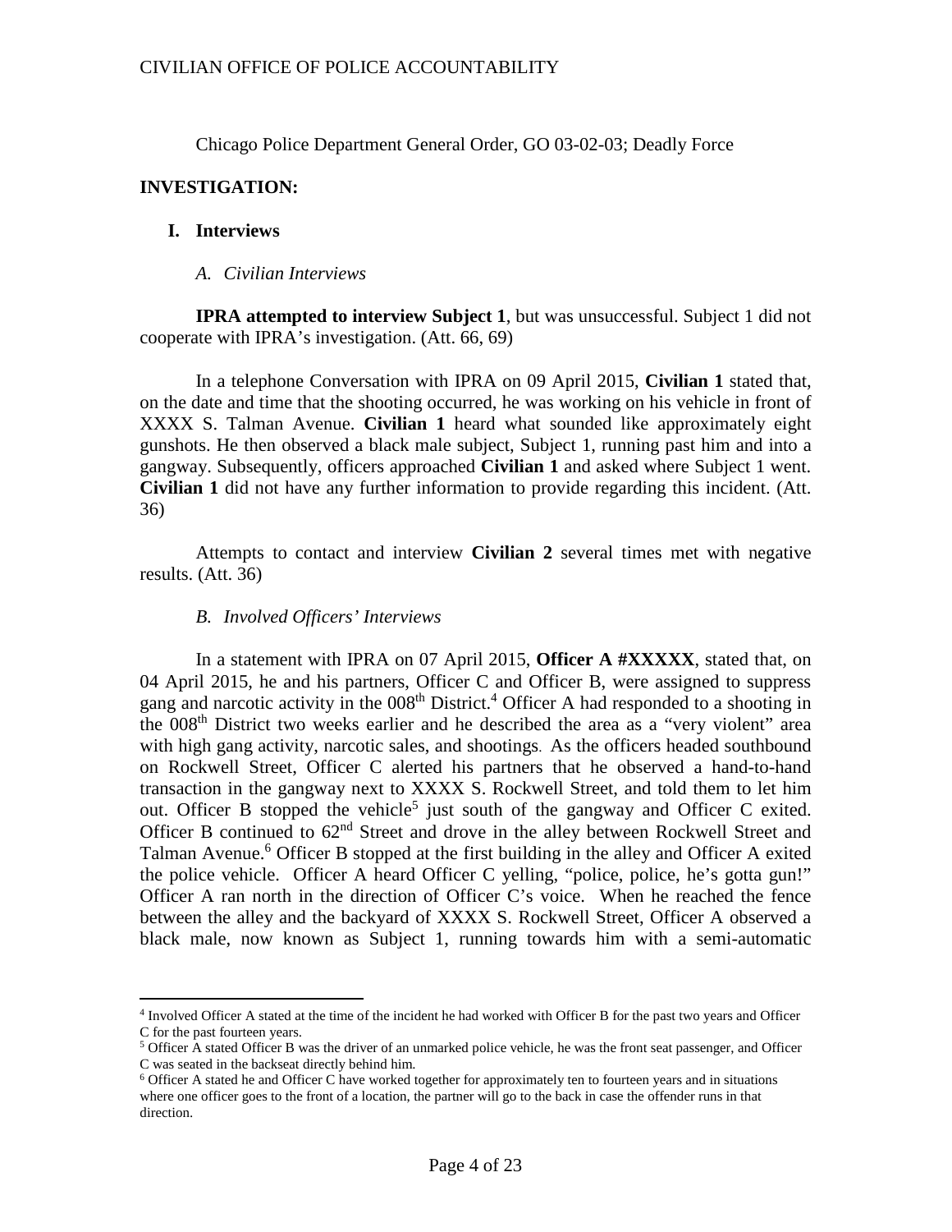Chicago Police Department General Order, GO 03-02-03; Deadly Force

## INVESTIGATION:

### I. Interviews

#### *A. Civilian Interviews*

**IPRA attempted to interview Subject 1**, but was unsuccessful. Subject 1 did not cooperate with IPRA's investigation. (Att. 66, 69)

In a telephone Conversation with IPRA on 09 April 2015, **Civilian 1** stated that, on the date and time that the shooting occurred, he was working on his vehicle in front of XXXX S. Talman Avenue. **Civilian 1** heard what sounded like approximately eight gunshots. He then observed a black male subject, Subject 1, running past him and into a gangway. Subsequently, officers approached **Civilian 1** and asked where Subject 1 went. **Civilian 1** did not have any further information to provide regarding this incident. (Att. 36)

Attempts to contact and interview **Civilian 2** several times met with negative results. (Att. 36)

#### *B. Involved Officers' Interviews*

In a statement with IPRA on 07 April 2015, **Officer A #XXXXX**, stated that, on 04 April 2015, he and his partners, Officer C and Officer B, were assigned to suppress gang and narcotic activity in the 008th District.[4] Officer A had responded to a shooting in the 008th District two weeks earlier and he described the area as a "very violent" area with high gang activity, narcotic sales, and shootings. As the officers headed southbound on Rockwell Street, Officer C alerted his partners that he observed a hand-to-hand transaction in the gangway next to XXXX S. Rockwell Street, and told them to let him out. Officer B stopped the vehicle[5] just south of the gangway and Officer C exited. Officer B continued to 62nd Street and drove in the alley between Rockwell Street and Talman Avenue.[6] Officer B stopped at the first building in the alley and Officer A exited the police vehicle. Officer A heard Officer C yelling, "police, police, he's gotta gun!" Officer A ran north in the direction of Officer C's voice. When he reached the fence between the alley and the backyard of XXXX S. Rockwell Street, Officer A observed a black male, now known as Subject 1, running towards him with a semi-automatic

---

[4] Involved Officer A stated at the time of the incident he had worked with Officer B for the past two years and Officer C for the past fourteen years.

[5] Officer A stated Officer B was the driver of an unmarked police vehicle, he was the front seat passenger, and Officer C was seated in the backseat directly behind him.

[6] Officer A stated he and Officer C have worked together for approximately ten to fourteen years and in situations where one officer goes to the front of a location, the partner will go to the back in case the offender runs in that direction.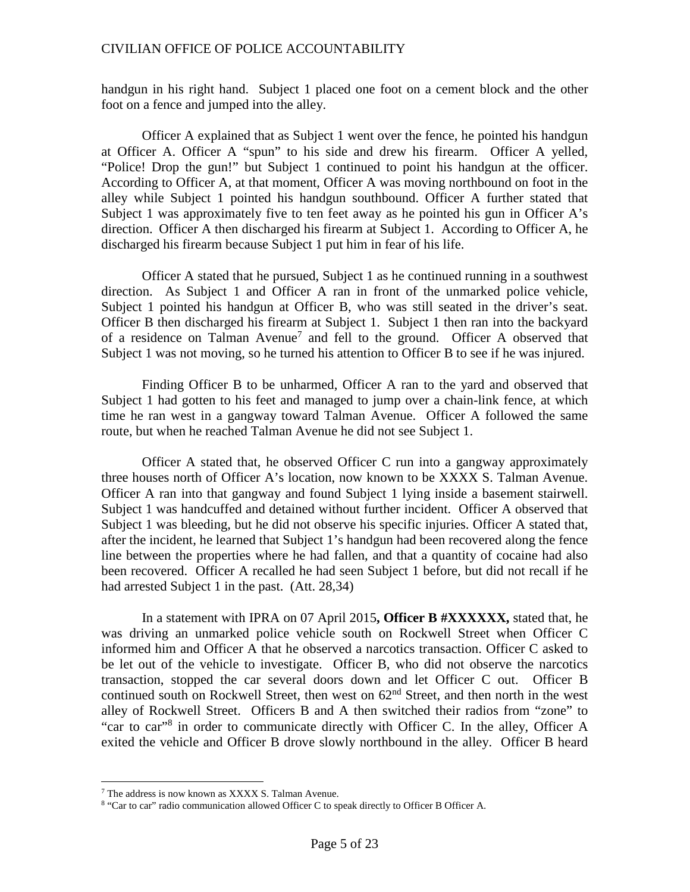handgun in his right hand. Subject 1 placed one foot on a cement block and the other foot on a fence and jumped into the alley.

Officer A explained that as Subject 1 went over the fence, he pointed his handgun at Officer A. Officer A "spun" to his side and drew his firearm. Officer A yelled, "Police! Drop the gun!" but Subject 1 continued to point his handgun at the officer. According to Officer A, at that moment, Officer A was moving northbound on foot in the alley while Subject 1 pointed his handgun southbound. Officer A further stated that Subject 1 was approximately five to ten feet away as he pointed his gun in Officer A's direction. Officer A then discharged his firearm at Subject 1. According to Officer A, he discharged his firearm because Subject 1 put him in fear of his life.

Officer A stated that he pursued, Subject 1 as he continued running in a southwest direction. As Subject 1 and Officer A ran in front of the unmarked police vehicle, Subject 1 pointed his handgun at Officer B, who was still seated in the driver's seat. Officer B then discharged his firearm at Subject 1. Subject 1 then ran into the backyard of a residence on Talman Avenue[7] and fell to the ground. Officer A observed that Subject 1 was not moving, so he turned his attention to Officer B to see if he was injured.

Finding Officer B to be unharmed, Officer A ran to the yard and observed that Subject 1 had gotten to his feet and managed to jump over a chain-link fence, at which time he ran west in a gangway toward Talman Avenue. Officer A followed the same route, but when he reached Talman Avenue he did not see Subject 1.

Officer A stated that, he observed Officer C run into a gangway approximately three houses north of Officer A's location, now known to be XXXX S. Talman Avenue. Officer A ran into that gangway and found Subject 1 lying inside a basement stairwell. Subject 1 was handcuffed and detained without further incident. Officer A observed that Subject 1 was bleeding, but he did not observe his specific injuries. Officer A stated that, after the incident, he learned that Subject 1's handgun had been recovered along the fence line between the properties where he had fallen, and that a quantity of cocaine had also been recovered. Officer A recalled he had seen Subject 1 before, but did not recall if he had arrested Subject 1 in the past. (Att. 28,34)

In a statement with IPRA on 07 April 2015**, Officer B #XXXXXX,** stated that, he was driving an unmarked police vehicle south on Rockwell Street when Officer C informed him and Officer A that he observed a narcotics transaction. Officer C asked to be let out of the vehicle to investigate. Officer B, who did not observe the narcotics transaction, stopped the car several doors down and let Officer C out. Officer B continued south on Rockwell Street, then west on 62nd Street, and then north in the west alley of Rockwell Street. Officers B and A then switched their radios from "zone" to "car to car"[8] in order to communicate directly with Officer C. In the alley, Officer A exited the vehicle and Officer B drove slowly northbound in the alley. Officer B heard

---

[7] The address is now known as XXXX S. Talman Avenue.

[8] "Car to car" radio communication allowed Officer C to speak directly to Officer B Officer A.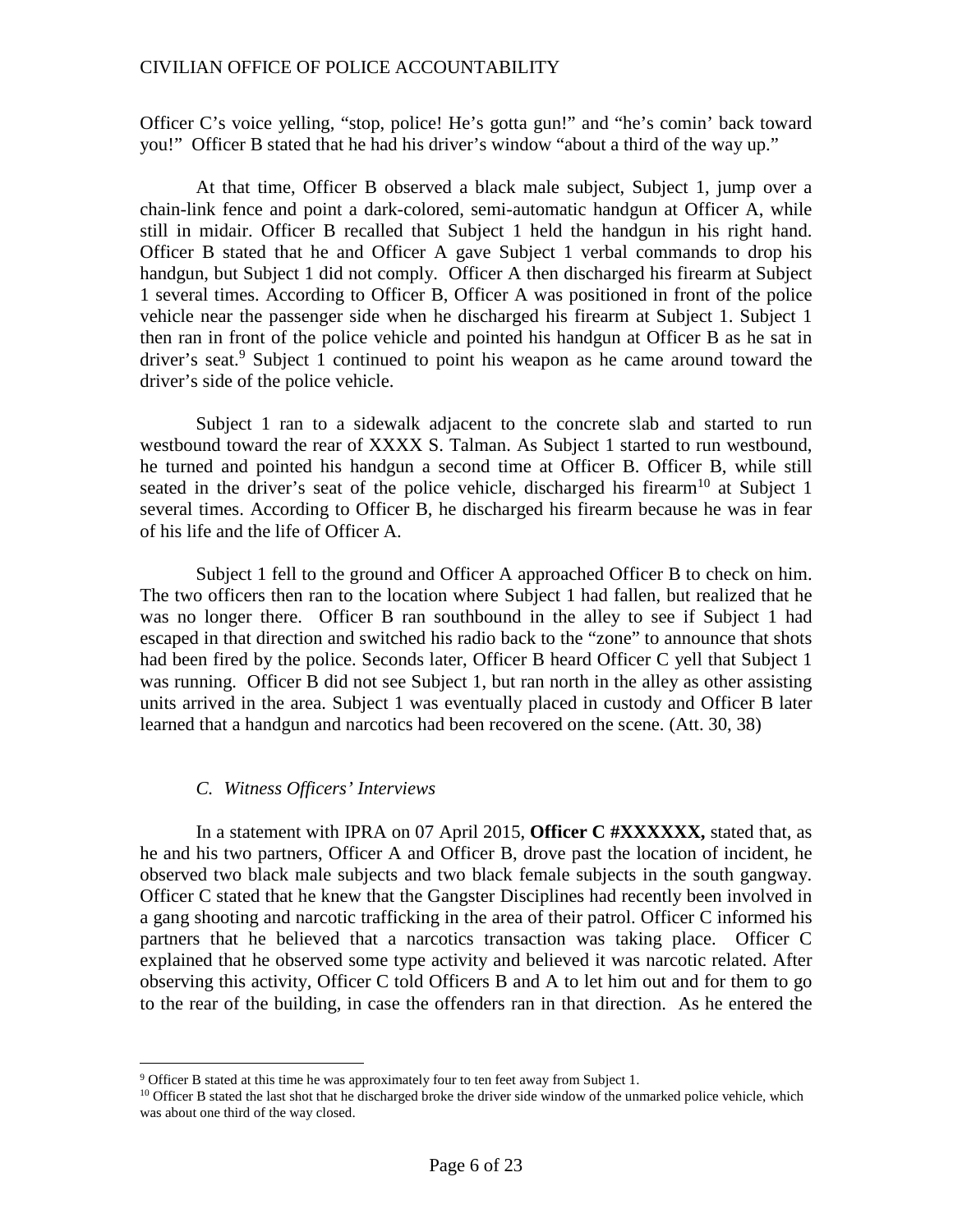Officer C's voice yelling, "stop, police! He's gotta gun!" and "he's comin' back toward you!" Officer B stated that he had his driver's window "about a third of the way up."

At that time, Officer B observed a black male subject, Subject 1, jump over a chain-link fence and point a dark-colored, semi-automatic handgun at Officer A, while still in midair. Officer B recalled that Subject 1 held the handgun in his right hand. Officer B stated that he and Officer A gave Subject 1 verbal commands to drop his handgun, but Subject 1 did not comply. Officer A then discharged his firearm at Subject 1 several times. According to Officer B, Officer A was positioned in front of the police vehicle near the passenger side when he discharged his firearm at Subject 1. Subject 1 then ran in front of the police vehicle and pointed his handgun at Officer B as he sat in driver's seat.[9] Subject 1 continued to point his weapon as he came around toward the driver's side of the police vehicle.

Subject 1 ran to a sidewalk adjacent to the concrete slab and started to run westbound toward the rear of XXXX S. Talman. As Subject 1 started to run westbound, he turned and pointed his handgun a second time at Officer B. Officer B, while still seated in the driver's seat of the police vehicle, discharged his firearm[10] at Subject 1 several times. According to Officer B, he discharged his firearm because he was in fear of his life and the life of Officer A.

Subject 1 fell to the ground and Officer A approached Officer B to check on him. The two officers then ran to the location where Subject 1 had fallen, but realized that he was no longer there. Officer B ran southbound in the alley to see if Subject 1 had escaped in that direction and switched his radio back to the "zone" to announce that shots had been fired by the police. Seconds later, Officer B heard Officer C yell that Subject 1 was running. Officer B did not see Subject 1, but ran north in the alley as other assisting units arrived in the area. Subject 1 was eventually placed in custody and Officer B later learned that a handgun and narcotics had been recovered on the scene. (Att. 30, 38)

### *C. Witness Officers' Interviews*

In a statement with IPRA on 07 April 2015, **Officer C #XXXXXX,** stated that, as he and his two partners, Officer A and Officer B, drove past the location of incident, he observed two black male subjects and two black female subjects in the south gangway. Officer C stated that he knew that the Gangster Disciplines had recently been involved in a gang shooting and narcotic trafficking in the area of their patrol. Officer C informed his partners that he believed that a narcotics transaction was taking place. Officer C explained that he observed some type activity and believed it was narcotic related. After observing this activity, Officer C told Officers B and A to let him out and for them to go to the rear of the building, in case the offenders ran in that direction. As he entered the

---

[9] Officer B stated at this time he was approximately four to ten feet away from Subject 1.

[10] Officer B stated the last shot that he discharged broke the driver side window of the unmarked police vehicle, which was about one third of the way closed.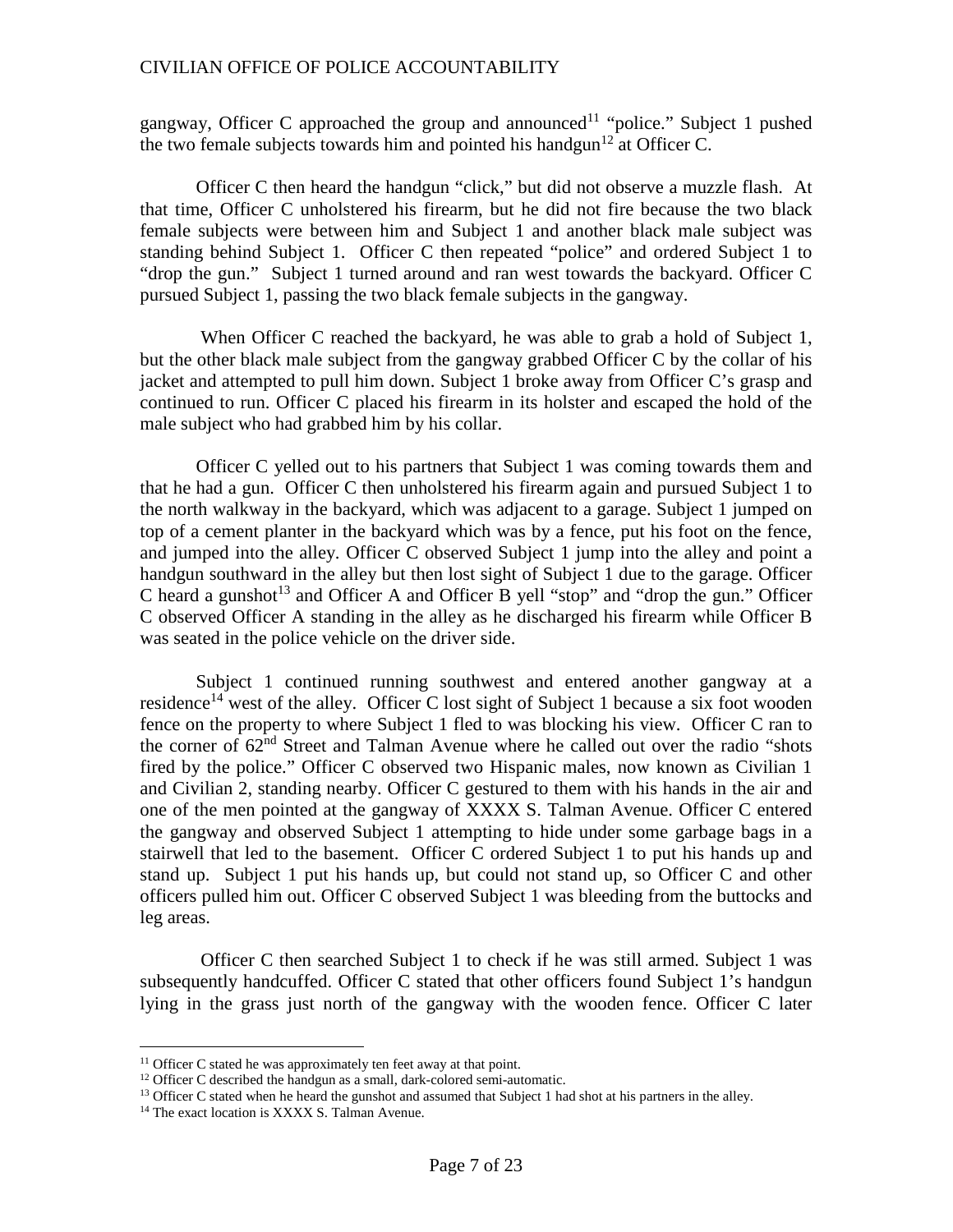gangway, Officer C approached the group and announced[11] "police." Subject 1 pushed the two female subjects towards him and pointed his handgun[12] at Officer C.

Officer C then heard the handgun "click," but did not observe a muzzle flash. At that time, Officer C unholstered his firearm, but he did not fire because the two black female subjects were between him and Subject 1 and another black male subject was standing behind Subject 1. Officer C then repeated "police" and ordered Subject 1 to "drop the gun." Subject 1 turned around and ran west towards the backyard. Officer C pursued Subject 1, passing the two black female subjects in the gangway.

When Officer C reached the backyard, he was able to grab a hold of Subject 1, but the other black male subject from the gangway grabbed Officer C by the collar of his jacket and attempted to pull him down. Subject 1 broke away from Officer C's grasp and continued to run. Officer C placed his firearm in its holster and escaped the hold of the male subject who had grabbed him by his collar.

Officer C yelled out to his partners that Subject 1 was coming towards them and that he had a gun. Officer C then unholstered his firearm again and pursued Subject 1 to the north walkway in the backyard, which was adjacent to a garage. Subject 1 jumped on top of a cement planter in the backyard which was by a fence, put his foot on the fence, and jumped into the alley. Officer C observed Subject 1 jump into the alley and point a handgun southward in the alley but then lost sight of Subject 1 due to the garage. Officer C heard a gunshot[13] and Officer A and Officer B yell "stop" and "drop the gun." Officer C observed Officer A standing in the alley as he discharged his firearm while Officer B was seated in the police vehicle on the driver side.

Subject 1 continued running southwest and entered another gangway at a residence[14] west of the alley. Officer C lost sight of Subject 1 because a six foot wooden fence on the property to where Subject 1 fled to was blocking his view. Officer C ran to the corner of 62nd Street and Talman Avenue where he called out over the radio "shots fired by the police." Officer C observed two Hispanic males, now known as Civilian 1 and Civilian 2, standing nearby. Officer C gestured to them with his hands in the air and one of the men pointed at the gangway of XXXX S. Talman Avenue. Officer C entered the gangway and observed Subject 1 attempting to hide under some garbage bags in a stairwell that led to the basement. Officer C ordered Subject 1 to put his hands up and stand up. Subject 1 put his hands up, but could not stand up, so Officer C and other officers pulled him out. Officer C observed Subject 1 was bleeding from the buttocks and leg areas.

Officer C then searched Subject 1 to check if he was still armed. Subject 1 was subsequently handcuffed. Officer C stated that other officers found Subject 1's handgun lying in the grass just north of the gangway with the wooden fence. Officer C later

---

[11] Officer C stated he was approximately ten feet away at that point.

[12] Officer C described the handgun as a small, dark-colored semi-automatic.

[13] Officer C stated when he heard the gunshot and assumed that Subject 1 had shot at his partners in the alley.

[14] The exact location is XXXX S. Talman Avenue.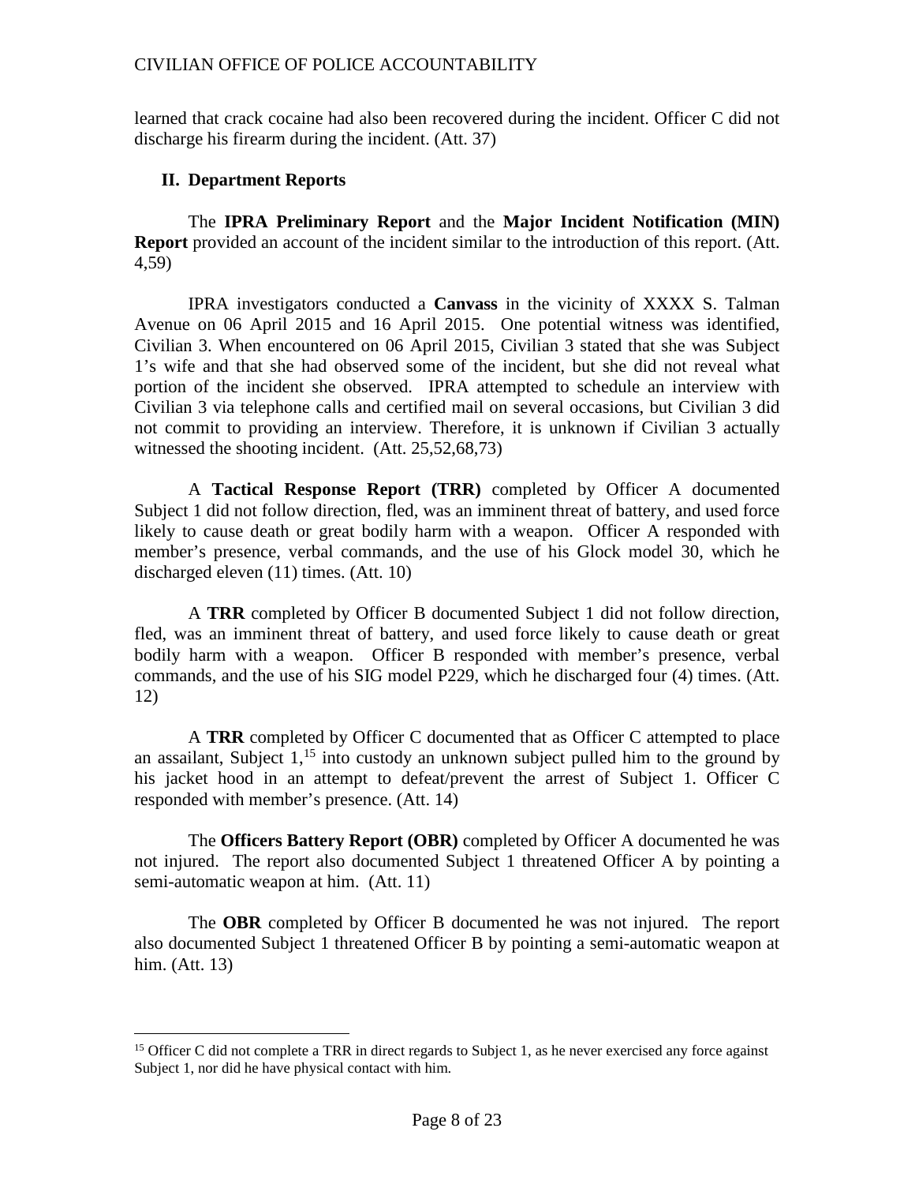learned that crack cocaine had also been recovered during the incident. Officer C did not discharge his firearm during the incident. (Att. 37)

## II. Department Reports

The **IPRA Preliminary Report** and the **Major Incident Notification (MIN) Report** provided an account of the incident similar to the introduction of this report. (Att. 4,59)

IPRA investigators conducted a **Canvass** in the vicinity of XXXX S. Talman Avenue on 06 April 2015 and 16 April 2015. One potential witness was identified, Civilian 3. When encountered on 06 April 2015, Civilian 3 stated that she was Subject 1's wife and that she had observed some of the incident, but she did not reveal what portion of the incident she observed. IPRA attempted to schedule an interview with Civilian 3 via telephone calls and certified mail on several occasions, but Civilian 3 did not commit to providing an interview. Therefore, it is unknown if Civilian 3 actually witnessed the shooting incident. (Att. 25,52,68,73)

A **Tactical Response Report (TRR)** completed by Officer A documented Subject 1 did not follow direction, fled, was an imminent threat of battery, and used force likely to cause death or great bodily harm with a weapon. Officer A responded with member's presence, verbal commands, and the use of his Glock model 30, which he discharged eleven (11) times. (Att. 10)

A **TRR** completed by Officer B documented Subject 1 did not follow direction, fled, was an imminent threat of battery, and used force likely to cause death or great bodily harm with a weapon. Officer B responded with member's presence, verbal commands, and the use of his SIG model P229, which he discharged four (4) times. (Att. 12)

A **TRR** completed by Officer C documented that as Officer C attempted to place an assailant, Subject 1,[15] into custody an unknown subject pulled him to the ground by his jacket hood in an attempt to defeat/prevent the arrest of Subject 1. Officer C responded with member's presence. (Att. 14)

The **Officers Battery Report (OBR)** completed by Officer A documented he was not injured. The report also documented Subject 1 threatened Officer A by pointing a semi-automatic weapon at him. (Att. 11)

The **OBR** completed by Officer B documented he was not injured. The report also documented Subject 1 threatened Officer B by pointing a semi-automatic weapon at him. (Att. 13)

---

[15] Officer C did not complete a TRR in direct regards to Subject 1, as he never exercised any force against Subject 1, nor did he have physical contact with him.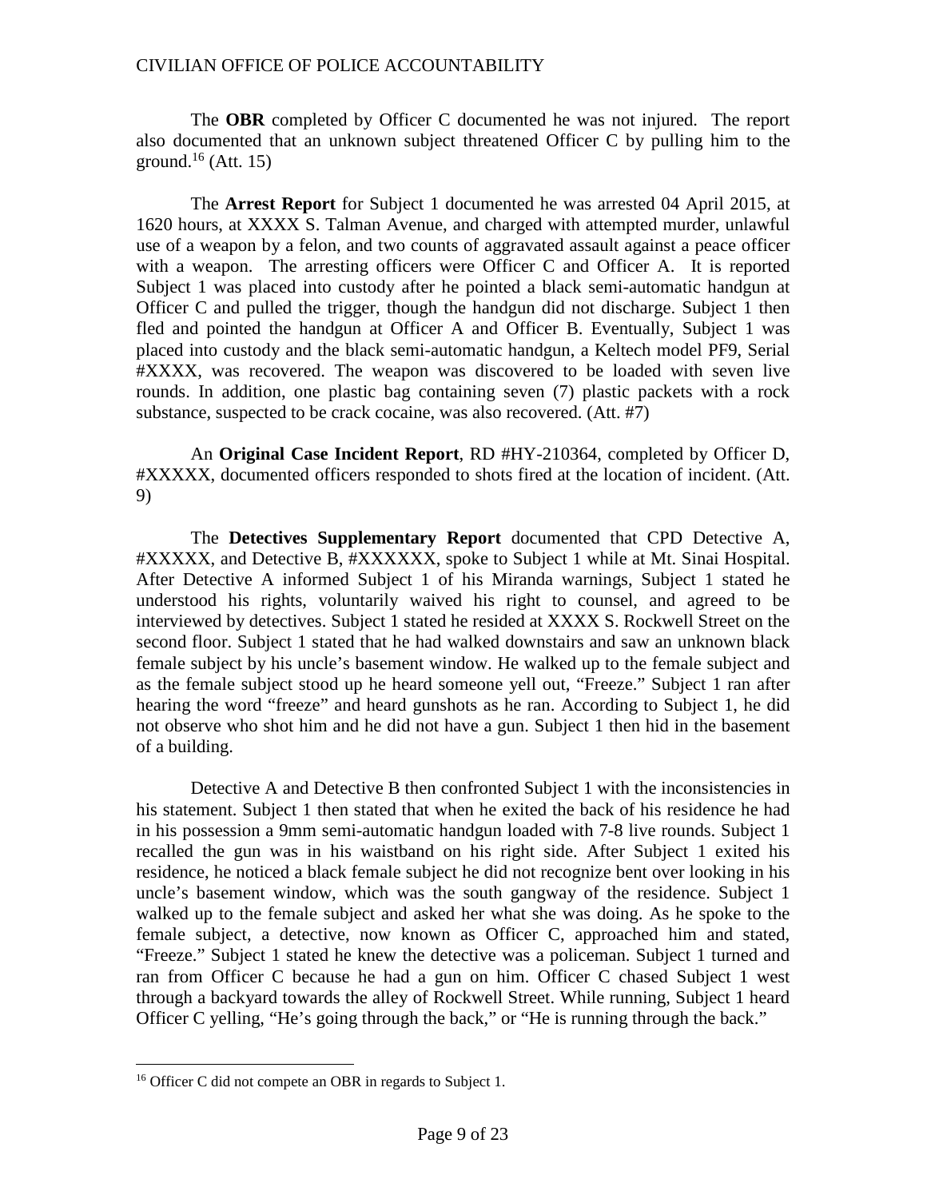The **OBR** completed by Officer C documented he was not injured. The report also documented that an unknown subject threatened Officer C by pulling him to the ground.[16] (Att. 15)

The **Arrest Report** for Subject 1 documented he was arrested 04 April 2015, at 1620 hours, at XXXX S. Talman Avenue, and charged with attempted murder, unlawful use of a weapon by a felon, and two counts of aggravated assault against a peace officer with a weapon. The arresting officers were Officer C and Officer A. It is reported Subject 1 was placed into custody after he pointed a black semi-automatic handgun at Officer C and pulled the trigger, though the handgun did not discharge. Subject 1 then fled and pointed the handgun at Officer A and Officer B. Eventually, Subject 1 was placed into custody and the black semi-automatic handgun, a Keltech model PF9, Serial #XXXX, was recovered. The weapon was discovered to be loaded with seven live rounds. In addition, one plastic bag containing seven (7) plastic packets with a rock substance, suspected to be crack cocaine, was also recovered. (Att. #7)

An **Original Case Incident Report**, RD #HY-210364, completed by Officer D, #XXXXX, documented officers responded to shots fired at the location of incident. (Att. 9)

The **Detectives Supplementary Report** documented that CPD Detective A, #XXXXX, and Detective B, #XXXXXX, spoke to Subject 1 while at Mt. Sinai Hospital. After Detective A informed Subject 1 of his Miranda warnings, Subject 1 stated he understood his rights, voluntarily waived his right to counsel, and agreed to be interviewed by detectives. Subject 1 stated he resided at XXXX S. Rockwell Street on the second floor. Subject 1 stated that he had walked downstairs and saw an unknown black female subject by his uncle's basement window. He walked up to the female subject and as the female subject stood up he heard someone yell out, "Freeze." Subject 1 ran after hearing the word "freeze" and heard gunshots as he ran. According to Subject 1, he did not observe who shot him and he did not have a gun. Subject 1 then hid in the basement of a building.

Detective A and Detective B then confronted Subject 1 with the inconsistencies in his statement. Subject 1 then stated that when he exited the back of his residence he had in his possession a 9mm semi-automatic handgun loaded with 7-8 live rounds. Subject 1 recalled the gun was in his waistband on his right side. After Subject 1 exited his residence, he noticed a black female subject he did not recognize bent over looking in his uncle's basement window, which was the south gangway of the residence. Subject 1 walked up to the female subject and asked her what she was doing. As he spoke to the female subject, a detective, now known as Officer C, approached him and stated, "Freeze." Subject 1 stated he knew the detective was a policeman. Subject 1 turned and ran from Officer C because he had a gun on him. Officer C chased Subject 1 west through a backyard towards the alley of Rockwell Street. While running, Subject 1 heard Officer C yelling, "He's going through the back," or "He is running through the back."

---

[16] Officer C did not compete an OBR in regards to Subject 1.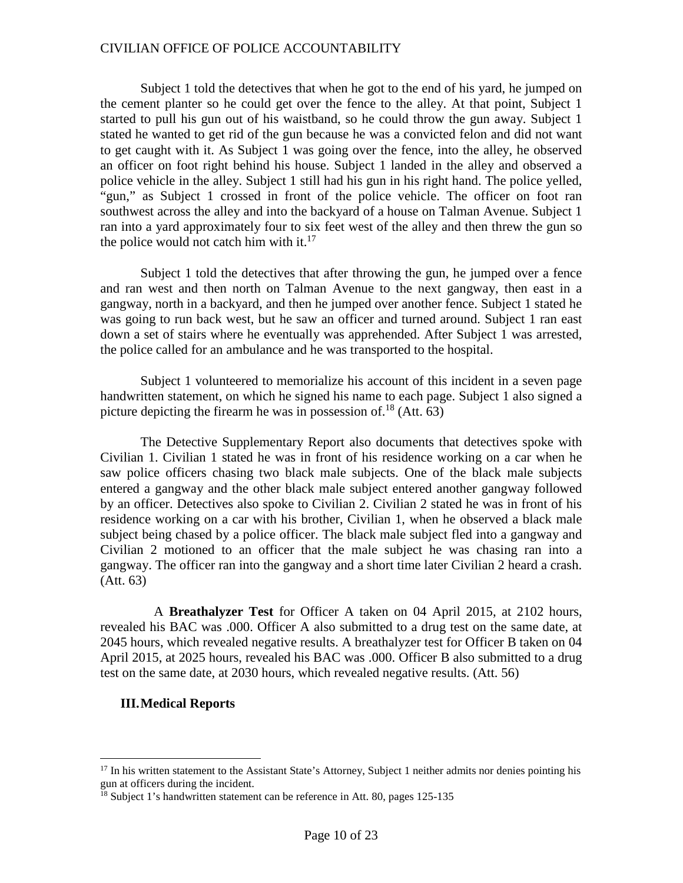Subject 1 told the detectives that when he got to the end of his yard, he jumped on the cement planter so he could get over the fence to the alley. At that point, Subject 1 started to pull his gun out of his waistband, so he could throw the gun away. Subject 1 stated he wanted to get rid of the gun because he was a convicted felon and did not want to get caught with it. As Subject 1 was going over the fence, into the alley, he observed an officer on foot right behind his house. Subject 1 landed in the alley and observed a police vehicle in the alley. Subject 1 still had his gun in his right hand. The police yelled, "gun," as Subject 1 crossed in front of the police vehicle. The officer on foot ran southwest across the alley and into the backyard of a house on Talman Avenue. Subject 1 ran into a yard approximately four to six feet west of the alley and then threw the gun so the police would not catch him with it.[17]

Subject 1 told the detectives that after throwing the gun, he jumped over a fence and ran west and then north on Talman Avenue to the next gangway, then east in a gangway, north in a backyard, and then he jumped over another fence. Subject 1 stated he was going to run back west, but he saw an officer and turned around. Subject 1 ran east down a set of stairs where he eventually was apprehended. After Subject 1 was arrested, the police called for an ambulance and he was transported to the hospital.

Subject 1 volunteered to memorialize his account of this incident in a seven page handwritten statement, on which he signed his name to each page. Subject 1 also signed a picture depicting the firearm he was in possession of.[18] (Att. 63)

The Detective Supplementary Report also documents that detectives spoke with Civilian 1. Civilian 1 stated he was in front of his residence working on a car when he saw police officers chasing two black male subjects. One of the black male subjects entered a gangway and the other black male subject entered another gangway followed by an officer. Detectives also spoke to Civilian 2. Civilian 2 stated he was in front of his residence working on a car with his brother, Civilian 1, when he observed a black male subject being chased by a police officer. The black male subject fled into a gangway and Civilian 2 motioned to an officer that the male subject he was chasing ran into a gangway. The officer ran into the gangway and a short time later Civilian 2 heard a crash. (Att. 63)

A **Breathalyzer Test** for Officer A taken on 04 April 2015, at 2102 hours, revealed his BAC was .000. Officer A also submitted to a drug test on the same date, at 2045 hours, which revealed negative results. A breathalyzer test for Officer B taken on 04 April 2015, at 2025 hours, revealed his BAC was .000. Officer B also submitted to a drug test on the same date, at 2030 hours, which revealed negative results. (Att. 56)

## III. Medical Reports

---

[17] In his written statement to the Assistant State's Attorney, Subject 1 neither admits nor denies pointing his gun at officers during the incident.

[18] Subject 1's handwritten statement can be reference in Att. 80, pages 125-135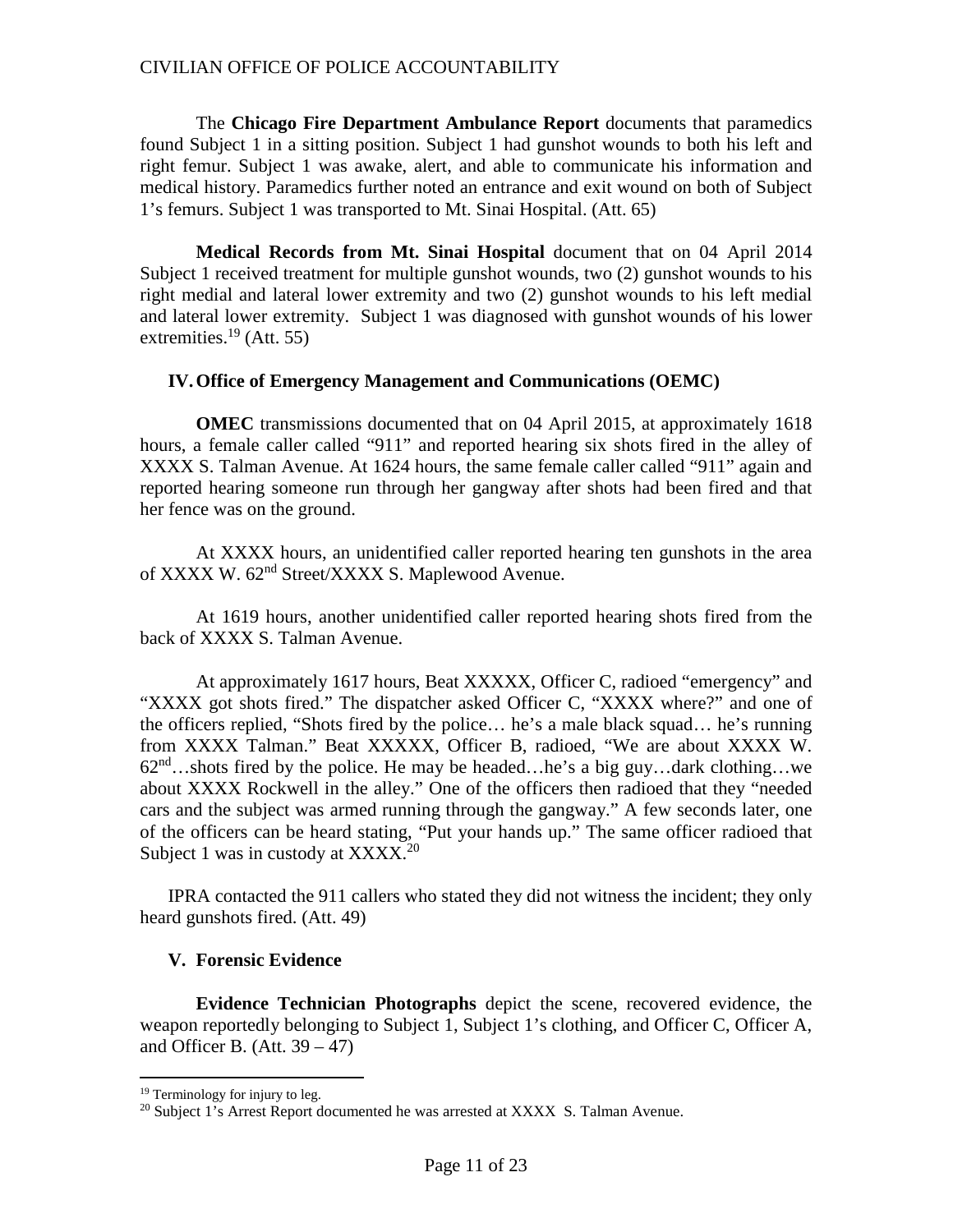The **Chicago Fire Department Ambulance Report** documents that paramedics found Subject 1 in a sitting position. Subject 1 had gunshot wounds to both his left and right femur. Subject 1 was awake, alert, and able to communicate his information and medical history. Paramedics further noted an entrance and exit wound on both of Subject 1's femurs. Subject 1 was transported to Mt. Sinai Hospital. (Att. 65)

**Medical Records from Mt. Sinai Hospital** document that on 04 April 2014 Subject 1 received treatment for multiple gunshot wounds, two (2) gunshot wounds to his right medial and lateral lower extremity and two (2) gunshot wounds to his left medial and lateral lower extremity. Subject 1 was diagnosed with gunshot wounds of his lower extremities.[19] (Att. 55)

## IV. Office of Emergency Management and Communications (OEMC)

**OMEC** transmissions documented that on 04 April 2015, at approximately 1618 hours, a female caller called "911" and reported hearing six shots fired in the alley of XXXX S. Talman Avenue. At 1624 hours, the same female caller called "911" again and reported hearing someone run through her gangway after shots had been fired and that her fence was on the ground.

At XXXX hours, an unidentified caller reported hearing ten gunshots in the area of XXXX W. 62nd Street/XXXX S. Maplewood Avenue.

At 1619 hours, another unidentified caller reported hearing shots fired from the back of XXXX S. Talman Avenue.

At approximately 1617 hours, Beat XXXXX, Officer C, radioed "emergency" and "XXXX got shots fired." The dispatcher asked Officer C, "XXXX where?" and one of the officers replied, "Shots fired by the police… he's a male black squad… he's running from XXXX Talman." Beat XXXXX, Officer B, radioed, "We are about XXXX W. 62nd…shots fired by the police. He may be headed…he's a big guy…dark clothing…we about XXXX Rockwell in the alley." One of the officers then radioed that they "needed cars and the subject was armed running through the gangway." A few seconds later, one of the officers can be heard stating, "Put your hands up." The same officer radioed that Subject 1 was in custody at XXXX.[20]

IPRA contacted the 911 callers who stated they did not witness the incident; they only heard gunshots fired. (Att. 49)

## V. Forensic Evidence

**Evidence Technician Photographs** depict the scene, recovered evidence, the weapon reportedly belonging to Subject 1, Subject 1's clothing, and Officer C, Officer A, and Officer B. (Att. 39 – 47)

---

[19] Terminology for injury to leg.

[20] Subject 1's Arrest Report documented he was arrested at XXXX S. Talman Avenue.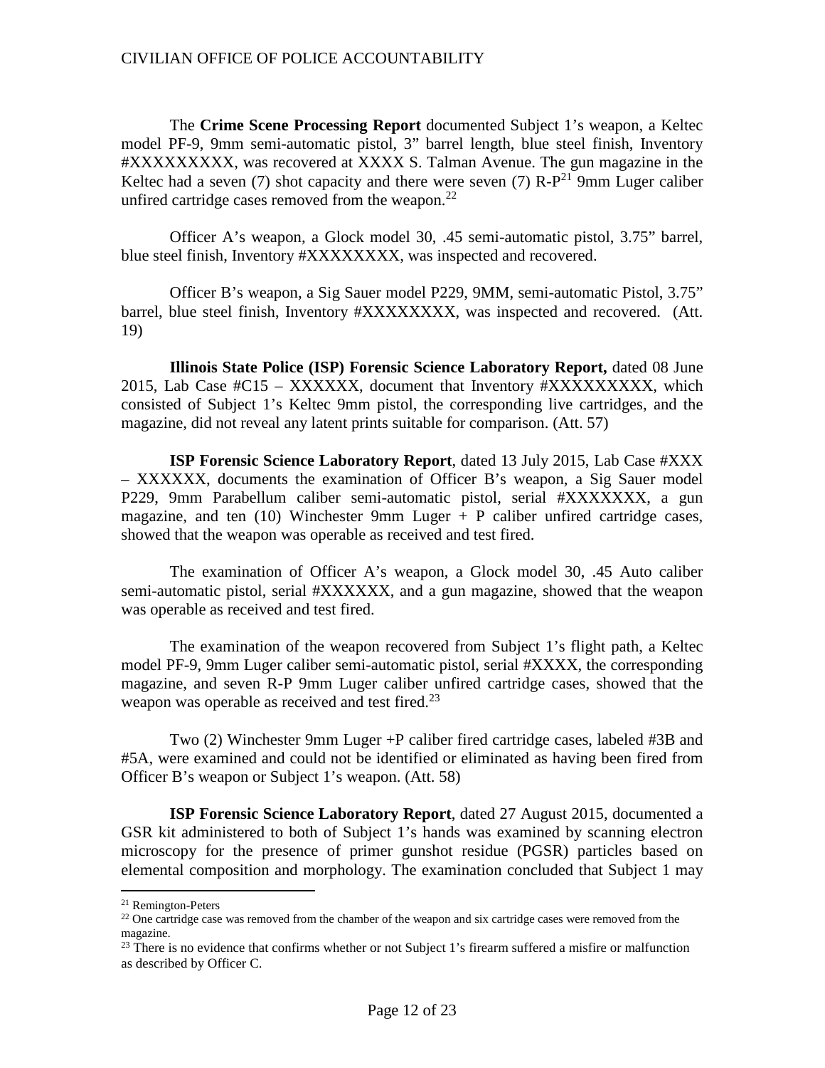The **Crime Scene Processing Report** documented Subject 1's weapon, a Keltec model PF-9, 9mm semi-automatic pistol, 3" barrel length, blue steel finish, Inventory #XXXXXXXXX, was recovered at XXXX S. Talman Avenue. The gun magazine in the Keltec had a seven (7) shot capacity and there were seven (7) R-P[21] 9mm Luger caliber unfired cartridge cases removed from the weapon.[22]

Officer A's weapon, a Glock model 30, .45 semi-automatic pistol, 3.75" barrel, blue steel finish, Inventory #XXXXXXXX, was inspected and recovered.

Officer B's weapon, a Sig Sauer model P229, 9MM, semi-automatic Pistol, 3.75" barrel, blue steel finish, Inventory #XXXXXXXX, was inspected and recovered. (Att. 19)

**Illinois State Police (ISP) Forensic Science Laboratory Report,** dated 08 June 2015, Lab Case #C15 – XXXXXX, document that Inventory #XXXXXXXXX, which consisted of Subject 1's Keltec 9mm pistol, the corresponding live cartridges, and the magazine, did not reveal any latent prints suitable for comparison. (Att. 57)

**ISP Forensic Science Laboratory Report**, dated 13 July 2015, Lab Case #XXX – XXXXXX, documents the examination of Officer B's weapon, a Sig Sauer model P229, 9mm Parabellum caliber semi-automatic pistol, serial #XXXXXXX, a gun magazine, and ten (10) Winchester 9mm Luger + P caliber unfired cartridge cases, showed that the weapon was operable as received and test fired.

The examination of Officer A's weapon, a Glock model 30, .45 Auto caliber semi-automatic pistol, serial #XXXXXX, and a gun magazine, showed that the weapon was operable as received and test fired.

The examination of the weapon recovered from Subject 1's flight path, a Keltec model PF-9, 9mm Luger caliber semi-automatic pistol, serial #XXXX, the corresponding magazine, and seven R-P 9mm Luger caliber unfired cartridge cases, showed that the weapon was operable as received and test fired.[23]

Two (2) Winchester 9mm Luger +P caliber fired cartridge cases, labeled #3B and #5A, were examined and could not be identified or eliminated as having been fired from Officer B's weapon or Subject 1's weapon. (Att. 58)

**ISP Forensic Science Laboratory Report**, dated 27 August 2015, documented a GSR kit administered to both of Subject 1's hands was examined by scanning electron microscopy for the presence of primer gunshot residue (PGSR) particles based on elemental composition and morphology. The examination concluded that Subject 1 may

---

[21] Remington-Peters

[22] One cartridge case was removed from the chamber of the weapon and six cartridge cases were removed from the magazine.

[23] There is no evidence that confirms whether or not Subject 1's firearm suffered a misfire or malfunction as described by Officer C.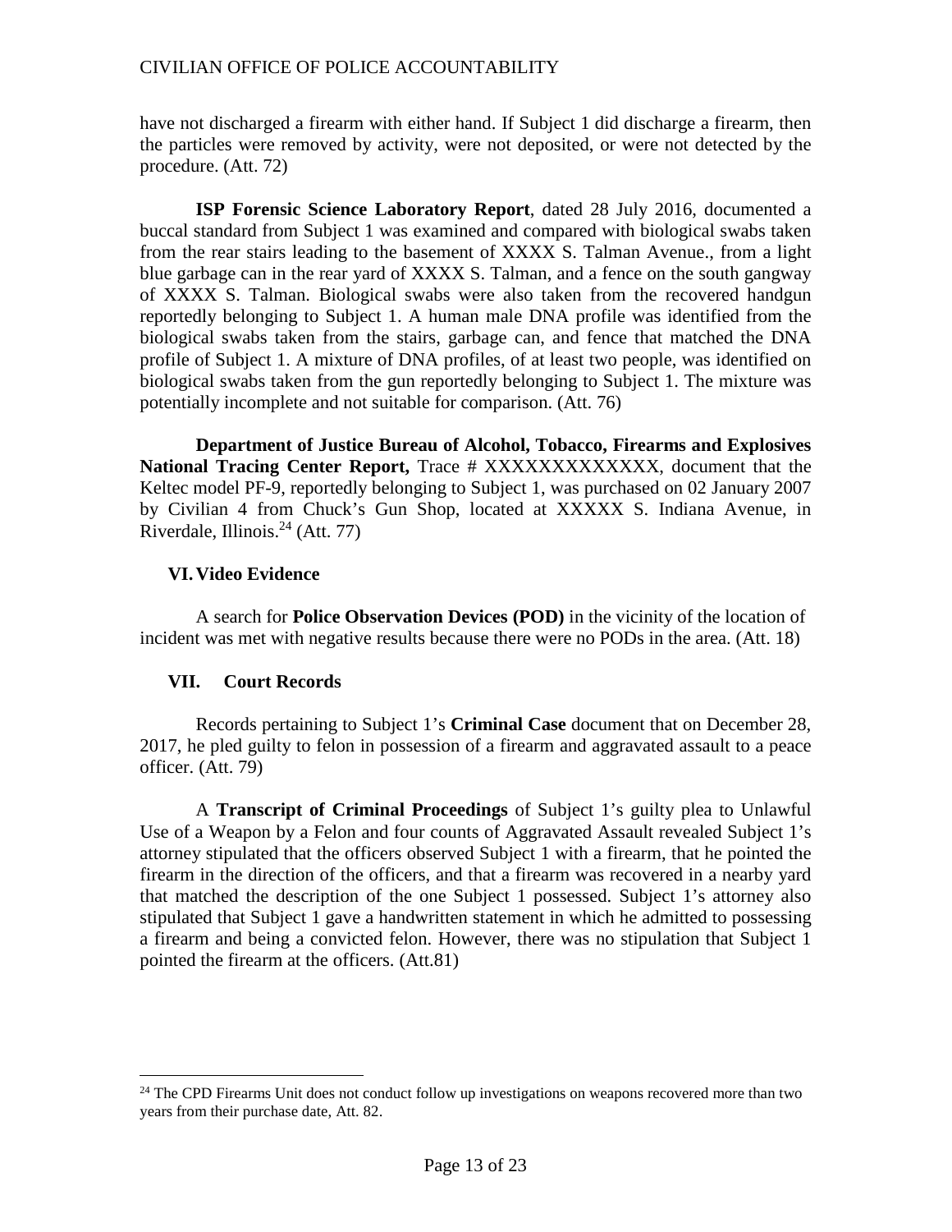have not discharged a firearm with either hand. If Subject 1 did discharge a firearm, then the particles were removed by activity, were not deposited, or were not detected by the procedure. (Att. 72)

**ISP Forensic Science Laboratory Report**, dated 28 July 2016, documented a buccal standard from Subject 1 was examined and compared with biological swabs taken from the rear stairs leading to the basement of XXXX S. Talman Avenue., from a light blue garbage can in the rear yard of XXXX S. Talman, and a fence on the south gangway of XXXX S. Talman. Biological swabs were also taken from the recovered handgun reportedly belonging to Subject 1. A human male DNA profile was identified from the biological swabs taken from the stairs, garbage can, and fence that matched the DNA profile of Subject 1. A mixture of DNA profiles, of at least two people, was identified on biological swabs taken from the gun reportedly belonging to Subject 1. The mixture was potentially incomplete and not suitable for comparison. (Att. 76)

**Department of Justice Bureau of Alcohol, Tobacco, Firearms and Explosives National Tracing Center Report,** Trace # XXXXXXXXXXXXX, document that the Keltec model PF-9, reportedly belonging to Subject 1, was purchased on 02 January 2007 by Civilian 4 from Chuck's Gun Shop, located at XXXXX S. Indiana Avenue, in Riverdale, Illinois.[24] (Att. 77)

## VI. Video Evidence

A search for **Police Observation Devices (POD)** in the vicinity of the location of incident was met with negative results because there were no PODs in the area. (Att. 18)

## VII. Court Records

Records pertaining to Subject 1's **Criminal Case** document that on December 28, 2017, he pled guilty to felon in possession of a firearm and aggravated assault to a peace officer. (Att. 79)

A **Transcript of Criminal Proceedings** of Subject 1's guilty plea to Unlawful Use of a Weapon by a Felon and four counts of Aggravated Assault revealed Subject 1's attorney stipulated that the officers observed Subject 1 with a firearm, that he pointed the firearm in the direction of the officers, and that a firearm was recovered in a nearby yard that matched the description of the one Subject 1 possessed. Subject 1's attorney also stipulated that Subject 1 gave a handwritten statement in which he admitted to possessing a firearm and being a convicted felon. However, there was no stipulation that Subject 1 pointed the firearm at the officers. (Att.81)

---

[24] The CPD Firearms Unit does not conduct follow up investigations on weapons recovered more than two years from their purchase date, Att. 82.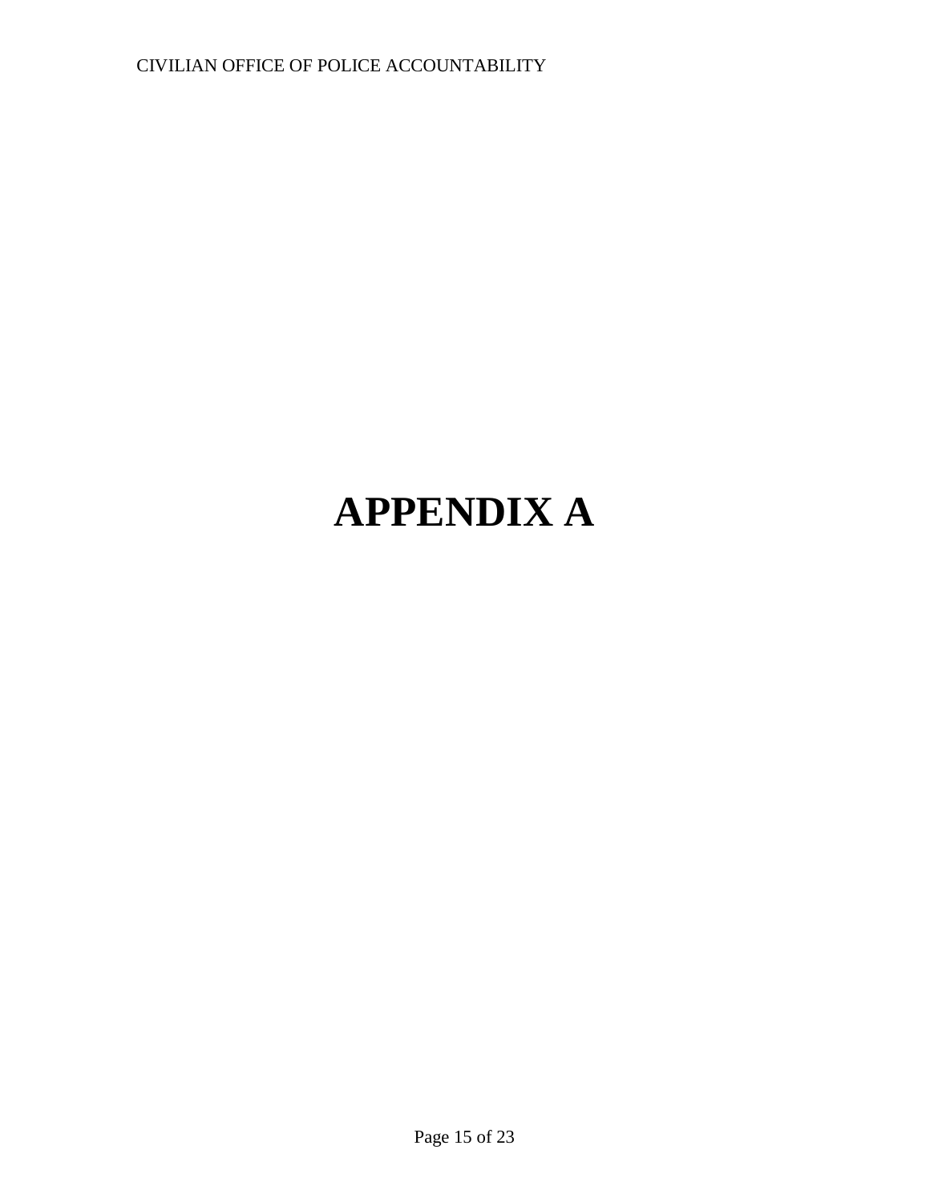# APPENDIX A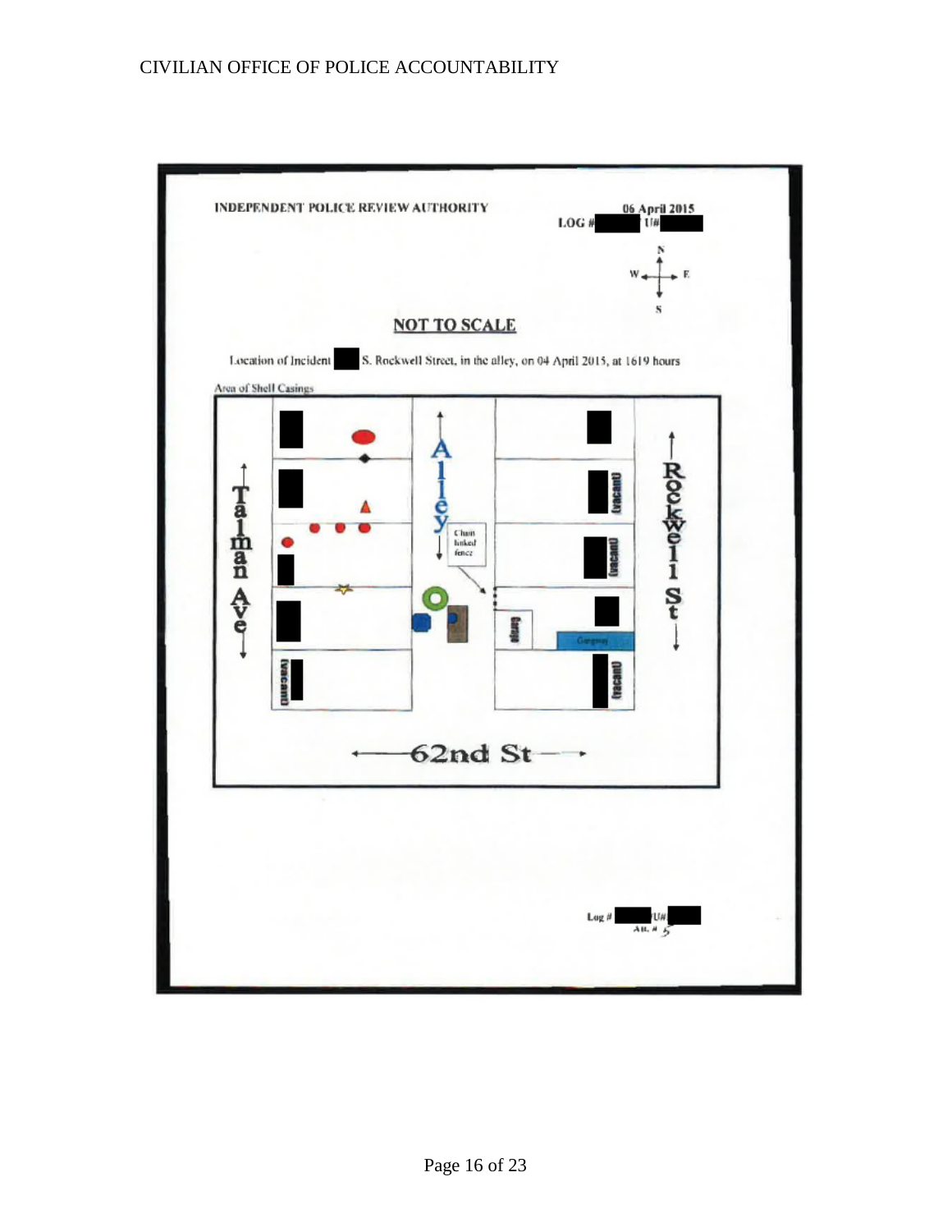INDEPENDENT POLICE REVIEW AUTHORITY

06 April 2015

LOG # ███ U# ███

N / W / E / S

**NOT TO SCALE**

Location of Incident ███ S. Rockwell Street, in the alley, on 04 April 2015, at 1619 hours

Area of Shell Casings

Talman Ave

Alley

Rockwell St

Chain linked fence

(vacant)

(vacant)

Garage

Garage

(vacant)

(vacant)

62nd St

Log # ███ U# ███

Att. # 5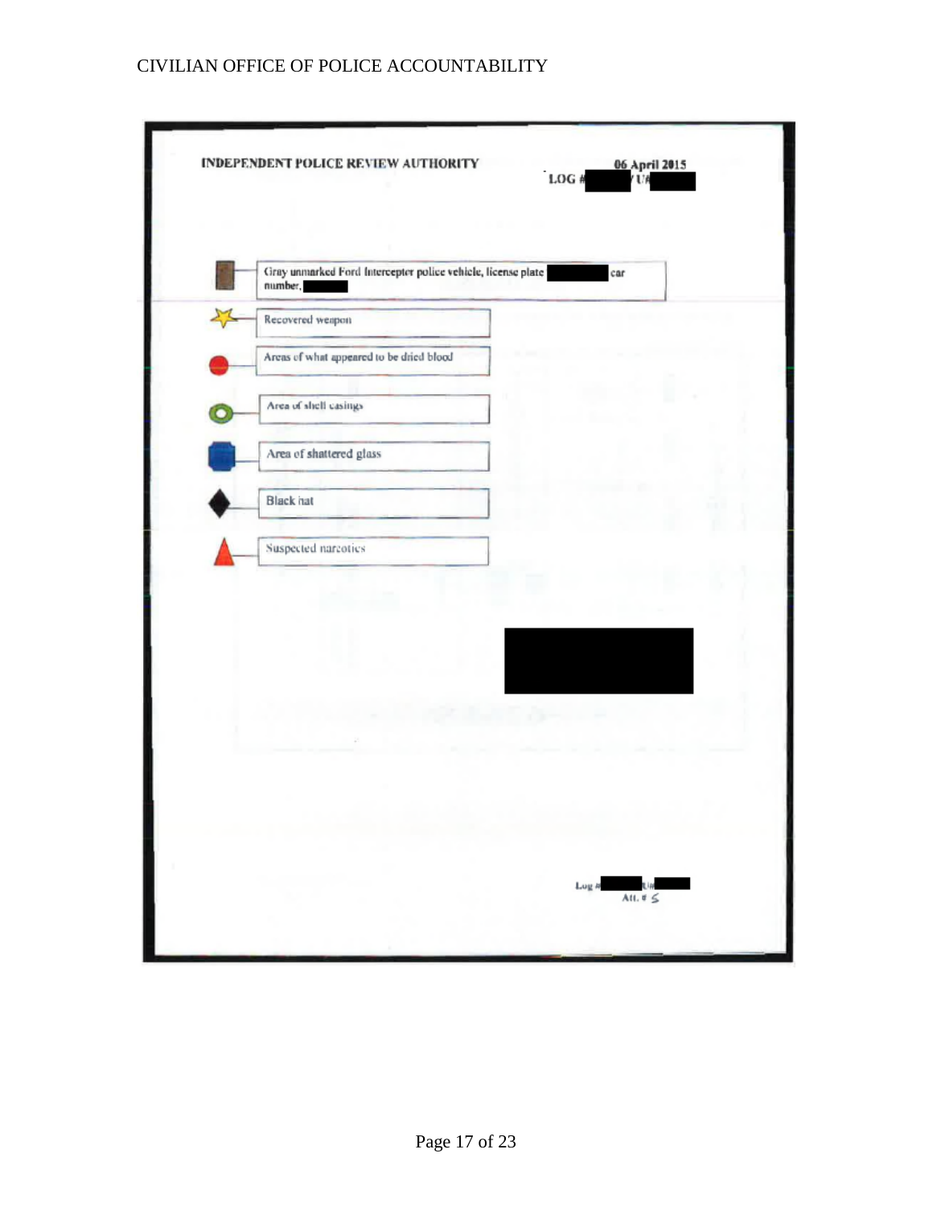**INDEPENDENT POLICE REVIEW AUTHORITY**

06 April 2015

LOG # [redacted] / U# [redacted]

- Gray unmarked Ford Interceptor police vehicle, license plate [redacted] car number, [redacted]
- Recovered weapon
- Areas of what appeared to be dried blood
- Area of shell casings
- Area of shattered glass
- Black hat
- Suspected narcotics

Log # [redacted] U# [redacted]

Att. # 5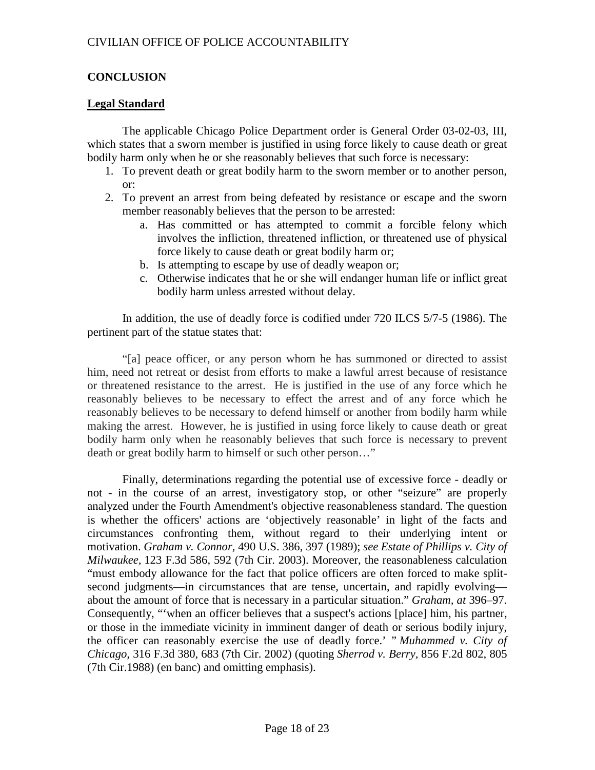## CONCLUSION

### Legal Standard

The applicable Chicago Police Department order is General Order 03-02-03, III, which states that a sworn member is justified in using force likely to cause death or great bodily harm only when he or she reasonably believes that such force is necessary:

1. To prevent death or great bodily harm to the sworn member or to another person, or:
2. To prevent an arrest from being defeated by resistance or escape and the sworn member reasonably believes that the person to be arrested:
   a. Has committed or has attempted to commit a forcible felony which involves the infliction, threatened infliction, or threatened use of physical force likely to cause death or great bodily harm or;
   b. Is attempting to escape by use of deadly weapon or;
   c. Otherwise indicates that he or she will endanger human life or inflict great bodily harm unless arrested without delay.

In addition, the use of deadly force is codified under 720 ILCS 5/7-5 (1986). The pertinent part of the statue states that:

"[a] peace officer, or any person whom he has summoned or directed to assist him, need not retreat or desist from efforts to make a lawful arrest because of resistance or threatened resistance to the arrest. He is justified in the use of any force which he reasonably believes to be necessary to effect the arrest and of any force which he reasonably believes to be necessary to defend himself or another from bodily harm while making the arrest. However, he is justified in using force likely to cause death or great bodily harm only when he reasonably believes that such force is necessary to prevent death or great bodily harm to himself or such other person…"

Finally, determinations regarding the potential use of excessive force - deadly or not - in the course of an arrest, investigatory stop, or other "seizure" are properly analyzed under the Fourth Amendment's objective reasonableness standard. The question is whether the officers' actions are 'objectively reasonable' in light of the facts and circumstances confronting them, without regard to their underlying intent or motivation. *Graham v. Connor*, 490 U.S. 386, 397 (1989); *see Estate of Phillips v. City of Milwaukee,* 123 F.3d 586, 592 (7th Cir. 2003). Moreover, the reasonableness calculation "must embody allowance for the fact that police officers are often forced to make split-second judgments—in circumstances that are tense, uncertain, and rapidly evolving—about the amount of force that is necessary in a particular situation." *Graham, at* 396–97. Consequently, "'when an officer believes that a suspect's actions [place] him, his partner, or those in the immediate vicinity in imminent danger of death or serious bodily injury, the officer can reasonably exercise the use of deadly force.' " *Muhammed v. City of Chicago,* 316 F.3d 380, 683 (7th Cir. 2002) (quoting *Sherrod v. Berry,* 856 F.2d 802, 805 (7th Cir.1988) (en banc) and omitting emphasis).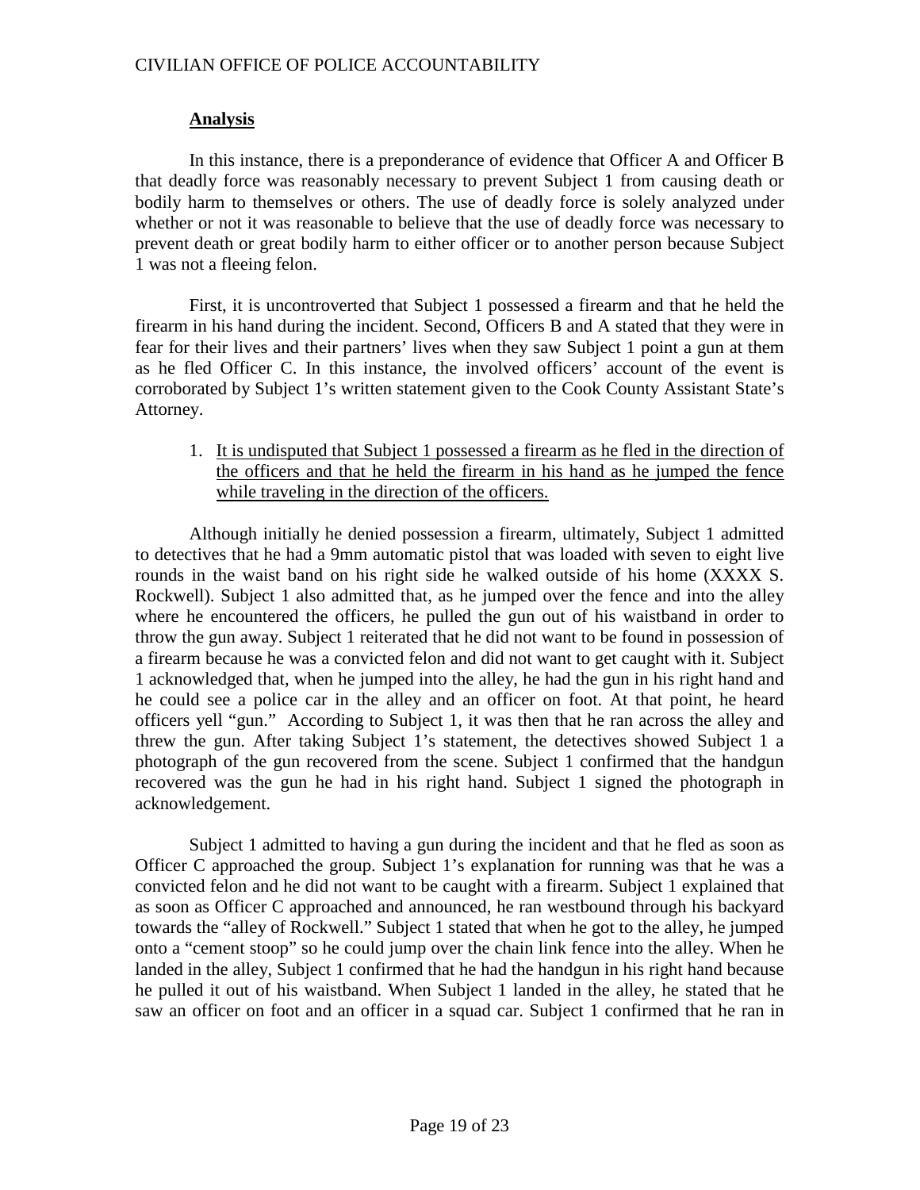## **Analysis**

In this instance, there is a preponderance of evidence that Officer A and Officer B that deadly force was reasonably necessary to prevent Subject 1 from causing death or bodily harm to themselves or others. The use of deadly force is solely analyzed under whether or not it was reasonable to believe that the use of deadly force was necessary to prevent death or great bodily harm to either officer or to another person because Subject 1 was not a fleeing felon.

First, it is uncontroverted that Subject 1 possessed a firearm and that he held the firearm in his hand during the incident. Second, Officers B and A stated that they were in fear for their lives and their partners' lives when they saw Subject 1 point a gun at them as he fled Officer C. In this instance, the involved officers' account of the event is corroborated by Subject 1's written statement given to the Cook County Assistant State's Attorney.

1. <u>It is undisputed that Subject 1 possessed a firearm as he fled in the direction of the officers and that he held the firearm in his hand as he jumped the fence while traveling in the direction of the officers.</u>

Although initially he denied possession a firearm, ultimately, Subject 1 admitted to detectives that he had a 9mm automatic pistol that was loaded with seven to eight live rounds in the waist band on his right side he walked outside of his home (XXXX S. Rockwell). Subject 1 also admitted that, as he jumped over the fence and into the alley where he encountered the officers, he pulled the gun out of his waistband in order to throw the gun away. Subject 1 reiterated that he did not want to be found in possession of a firearm because he was a convicted felon and did not want to get caught with it. Subject 1 acknowledged that, when he jumped into the alley, he had the gun in his right hand and he could see a police car in the alley and an officer on foot. At that point, he heard officers yell "gun." According to Subject 1, it was then that he ran across the alley and threw the gun. After taking Subject 1's statement, the detectives showed Subject 1 a photograph of the gun recovered from the scene. Subject 1 confirmed that the handgun recovered was the gun he had in his right hand. Subject 1 signed the photograph in acknowledgement.

Subject 1 admitted to having a gun during the incident and that he fled as soon as Officer C approached the group. Subject 1's explanation for running was that he was a convicted felon and he did not want to be caught with a firearm. Subject 1 explained that as soon as Officer C approached and announced, he ran westbound through his backyard towards the "alley of Rockwell." Subject 1 stated that when he got to the alley, he jumped onto a "cement stoop" so he could jump over the chain link fence into the alley. When he landed in the alley, Subject 1 confirmed that he had the handgun in his right hand because he pulled it out of his waistband. When Subject 1 landed in the alley, he stated that he saw an officer on foot and an officer in a squad car. Subject 1 confirmed that he ran in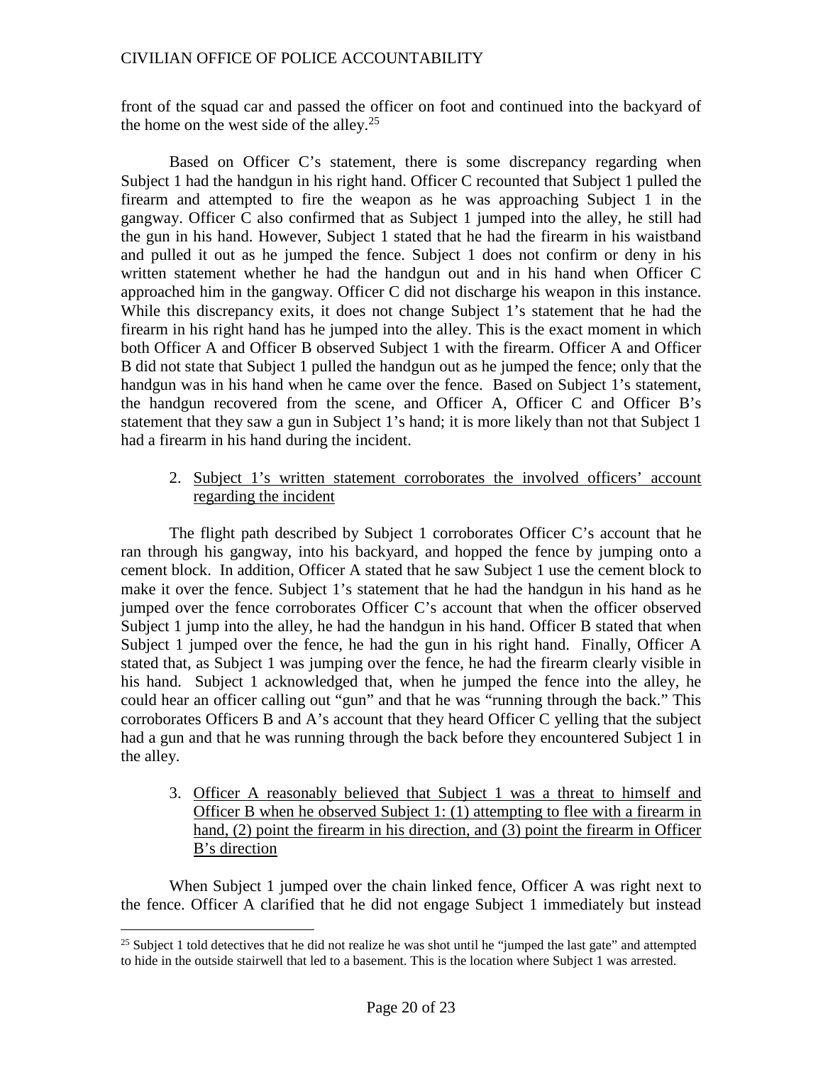front of the squad car and passed the officer on foot and continued into the backyard of the home on the west side of the alley.[25]

Based on Officer C's statement, there is some discrepancy regarding when Subject 1 had the handgun in his right hand. Officer C recounted that Subject 1 pulled the firearm and attempted to fire the weapon as he was approaching Subject 1 in the gangway. Officer C also confirmed that as Subject 1 jumped into the alley, he still had the gun in his hand. However, Subject 1 stated that he had the firearm in his waistband and pulled it out as he jumped the fence. Subject 1 does not confirm or deny in his written statement whether he had the handgun out and in his hand when Officer C approached him in the gangway. Officer C did not discharge his weapon in this instance. While this discrepancy exits, it does not change Subject 1's statement that he had the firearm in his right hand has he jumped into the alley. This is the exact moment in which both Officer A and Officer B observed Subject 1 with the firearm. Officer A and Officer B did not state that Subject 1 pulled the handgun out as he jumped the fence; only that the handgun was in his hand when he came over the fence. Based on Subject 1's statement, the handgun recovered from the scene, and Officer A, Officer C and Officer B's statement that they saw a gun in Subject 1's hand; it is more likely than not that Subject 1 had a firearm in his hand during the incident.

2. <u>Subject 1's written statement corroborates the involved officers' account regarding the incident</u>

The flight path described by Subject 1 corroborates Officer C's account that he ran through his gangway, into his backyard, and hopped the fence by jumping onto a cement block. In addition, Officer A stated that he saw Subject 1 use the cement block to make it over the fence. Subject 1's statement that he had the handgun in his hand as he jumped over the fence corroborates Officer C's account that when the officer observed Subject 1 jump into the alley, he had the handgun in his hand. Officer B stated that when Subject 1 jumped over the fence, he had the gun in his right hand. Finally, Officer A stated that, as Subject 1 was jumping over the fence, he had the firearm clearly visible in his hand. Subject 1 acknowledged that, when he jumped the fence into the alley, he could hear an officer calling out "gun" and that he was "running through the back." This corroborates Officers B and A's account that they heard Officer C yelling that the subject had a gun and that he was running through the back before they encountered Subject 1 in the alley.

3. <u>Officer A reasonably believed that Subject 1 was a threat to himself and Officer B when he observed Subject 1: (1) attempting to flee with a firearm in hand, (2) point the firearm in his direction, and (3) point the firearm in Officer B's direction</u>

When Subject 1 jumped over the chain linked fence, Officer A was right next to the fence. Officer A clarified that he did not engage Subject 1 immediately but instead

---

[25] Subject 1 told detectives that he did not realize he was shot until he "jumped the last gate" and attempted to hide in the outside stairwell that led to a basement. This is the location where Subject 1 was arrested.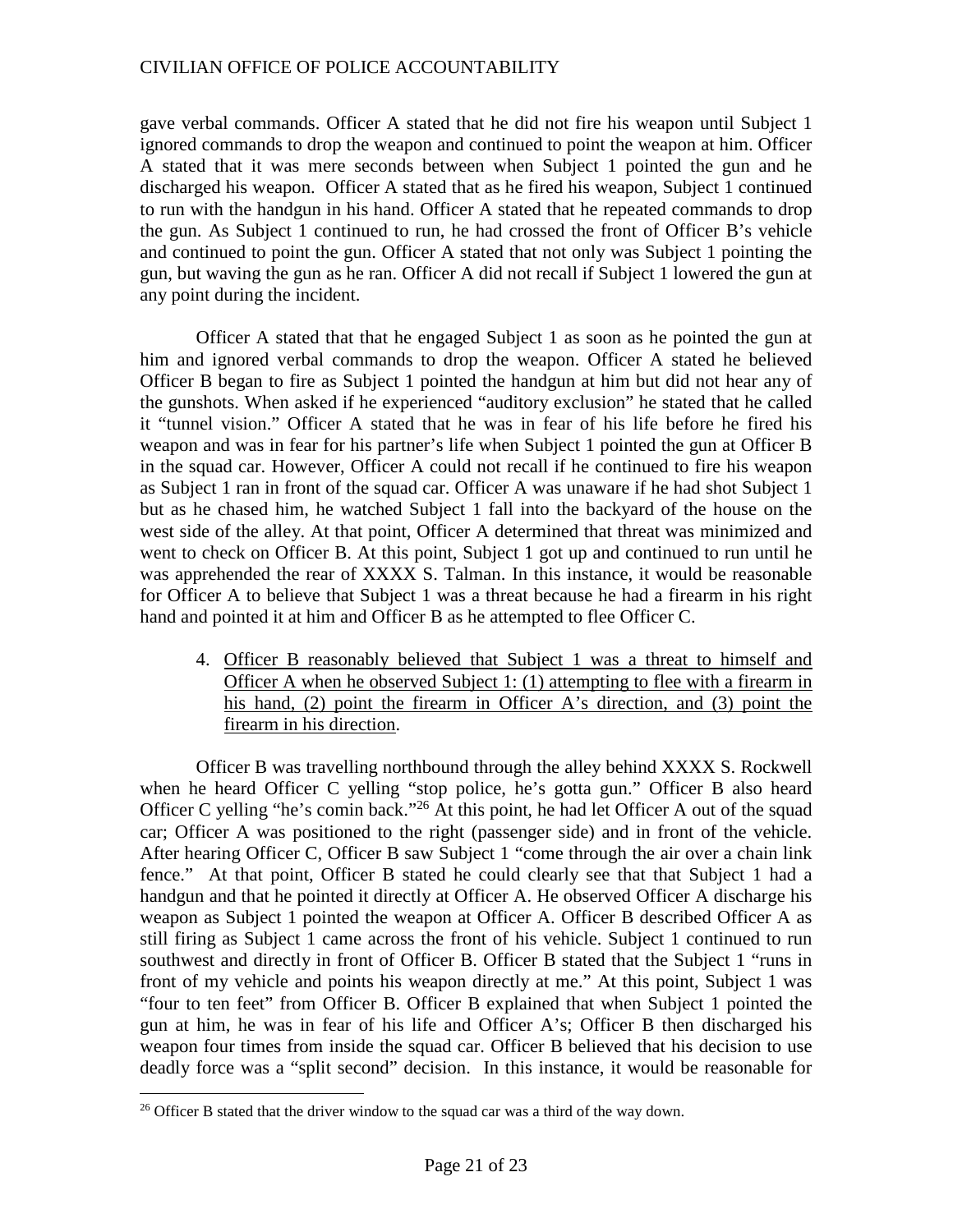gave verbal commands. Officer A stated that he did not fire his weapon until Subject 1 ignored commands to drop the weapon and continued to point the weapon at him. Officer A stated that it was mere seconds between when Subject 1 pointed the gun and he discharged his weapon. Officer A stated that as he fired his weapon, Subject 1 continued to run with the handgun in his hand. Officer A stated that he repeated commands to drop the gun. As Subject 1 continued to run, he had crossed the front of Officer B's vehicle and continued to point the gun. Officer A stated that not only was Subject 1 pointing the gun, but waving the gun as he ran. Officer A did not recall if Subject 1 lowered the gun at any point during the incident.

Officer A stated that that he engaged Subject 1 as soon as he pointed the gun at him and ignored verbal commands to drop the weapon. Officer A stated he believed Officer B began to fire as Subject 1 pointed the handgun at him but did not hear any of the gunshots. When asked if he experienced "auditory exclusion" he stated that he called it "tunnel vision." Officer A stated that he was in fear of his life before he fired his weapon and was in fear for his partner's life when Subject 1 pointed the gun at Officer B in the squad car. However, Officer A could not recall if he continued to fire his weapon as Subject 1 ran in front of the squad car. Officer A was unaware if he had shot Subject 1 but as he chased him, he watched Subject 1 fall into the backyard of the house on the west side of the alley. At that point, Officer A determined that threat was minimized and went to check on Officer B. At this point, Subject 1 got up and continued to run until he was apprehended the rear of XXXX S. Talman. In this instance, it would be reasonable for Officer A to believe that Subject 1 was a threat because he had a firearm in his right hand and pointed it at him and Officer B as he attempted to flee Officer C.

4. Officer B reasonably believed that Subject 1 was a threat to himself and Officer A when he observed Subject 1: (1) attempting to flee with a firearm in his hand, (2) point the firearm in Officer A's direction, and (3) point the firearm in his direction.

Officer B was travelling northbound through the alley behind XXXX S. Rockwell when he heard Officer C yelling "stop police, he's gotta gun." Officer B also heard Officer C yelling "he's comin back."[26] At this point, he had let Officer A out of the squad car; Officer A was positioned to the right (passenger side) and in front of the vehicle. After hearing Officer C, Officer B saw Subject 1 "come through the air over a chain link fence." At that point, Officer B stated he could clearly see that that Subject 1 had a handgun and that he pointed it directly at Officer A. He observed Officer A discharge his weapon as Subject 1 pointed the weapon at Officer A. Officer B described Officer A as still firing as Subject 1 came across the front of his vehicle. Subject 1 continued to run southwest and directly in front of Officer B. Officer B stated that the Subject 1 "runs in front of my vehicle and points his weapon directly at me." At this point, Subject 1 was "four to ten feet" from Officer B. Officer B explained that when Subject 1 pointed the gun at him, he was in fear of his life and Officer A's; Officer B then discharged his weapon four times from inside the squad car. Officer B believed that his decision to use deadly force was a "split second" decision. In this instance, it would be reasonable for

[26] Officer B stated that the driver window to the squad car was a third of the way down.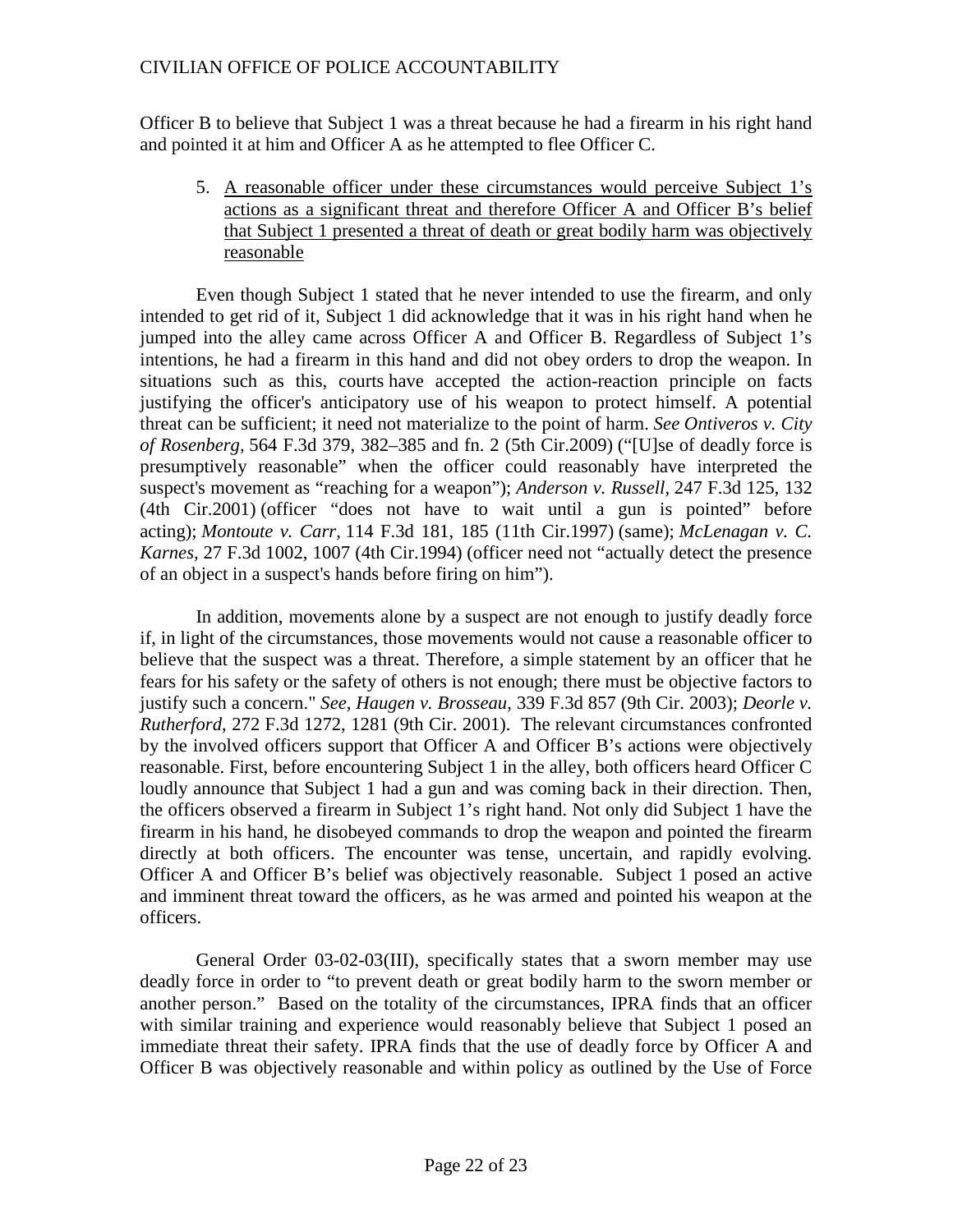Officer B to believe that Subject 1 was a threat because he had a firearm in his right hand and pointed it at him and Officer A as he attempted to flee Officer C.

5. <u>A reasonable officer under these circumstances would perceive Subject 1's actions as a significant threat and therefore Officer A and Officer B's belief that Subject 1 presented a threat of death or great bodily harm was objectively reasonable</u>

Even though Subject 1 stated that he never intended to use the firearm, and only intended to get rid of it, Subject 1 did acknowledge that it was in his right hand when he jumped into the alley came across Officer A and Officer B. Regardless of Subject 1's intentions, he had a firearm in this hand and did not obey orders to drop the weapon. In situations such as this, courts have accepted the action-reaction principle on facts justifying the officer's anticipatory use of his weapon to protect himself. A potential threat can be sufficient; it need not materialize to the point of harm. *See Ontiveros v. City of Rosenberg,* 564 F.3d 379, 382–385 and fn. 2 (5th Cir.2009) ("[U]se of deadly force is presumptively reasonable" when the officer could reasonably have interpreted the suspect's movement as "reaching for a weapon"); *Anderson v. Russell,* 247 F.3d 125, 132 (4th Cir.2001) (officer "does not have to wait until a gun is pointed" before acting); *Montoute v. Carr,* 114 F.3d 181, 185 (11th Cir.1997) (same); *McLenagan v. C. Karnes,* 27 F.3d 1002, 1007 (4th Cir.1994) (officer need not "actually detect the presence of an object in a suspect's hands before firing on him").

In addition, movements alone by a suspect are not enough to justify deadly force if, in light of the circumstances, those movements would not cause a reasonable officer to believe that the suspect was a threat. Therefore, a simple statement by an officer that he fears for his safety or the safety of others is not enough; there must be objective factors to justify such a concern." *See, Haugen v. Brosseau*, 339 F.3d 857 (9th Cir. 2003); *Deorle v. Rutherford*, 272 F.3d 1272, 1281 (9th Cir. 2001). The relevant circumstances confronted by the involved officers support that Officer A and Officer B's actions were objectively reasonable. First, before encountering Subject 1 in the alley, both officers heard Officer C loudly announce that Subject 1 had a gun and was coming back in their direction. Then, the officers observed a firearm in Subject 1's right hand. Not only did Subject 1 have the firearm in his hand, he disobeyed commands to drop the weapon and pointed the firearm directly at both officers. The encounter was tense, uncertain, and rapidly evolving. Officer A and Officer B's belief was objectively reasonable. Subject 1 posed an active and imminent threat toward the officers, as he was armed and pointed his weapon at the officers.

General Order 03-02-03(III), specifically states that a sworn member may use deadly force in order to "to prevent death or great bodily harm to the sworn member or another person." Based on the totality of the circumstances, IPRA finds that an officer with similar training and experience would reasonably believe that Subject 1 posed an immediate threat their safety. IPRA finds that the use of deadly force by Officer A and Officer B was objectively reasonable and within policy as outlined by the Use of Force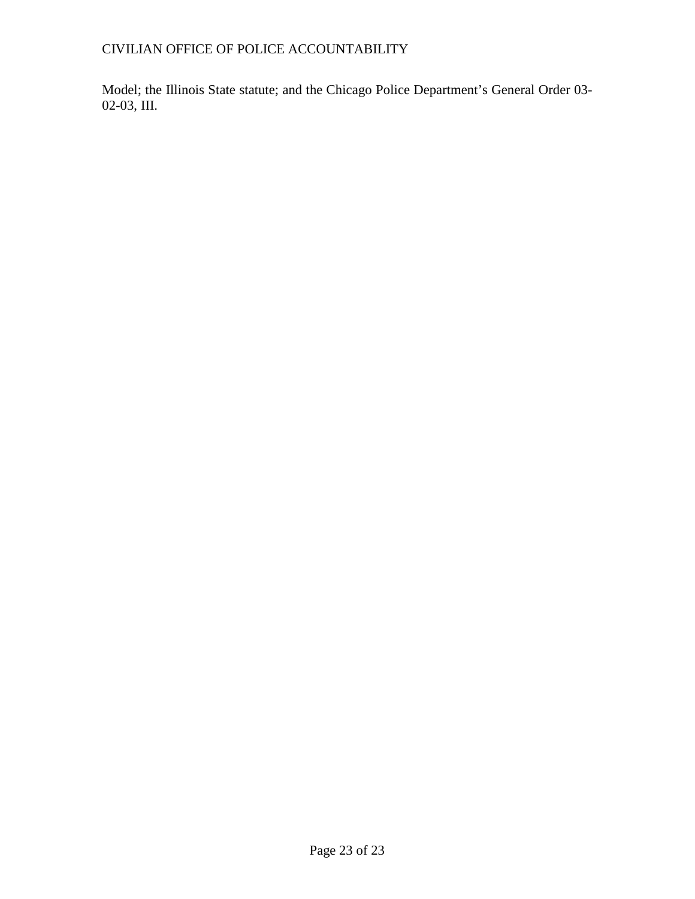Model; the Illinois State statute; and the Chicago Police Department's General Order 03-02-03, III.